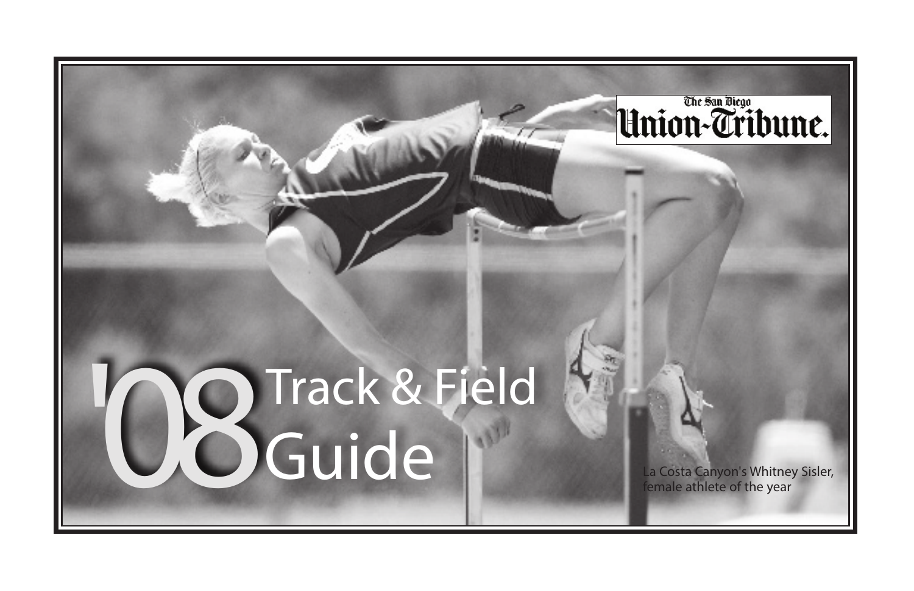The San Diego Union-Tribune.

# '08 Track & Field Guide

La Costa Canyon's Whitney Sisler, female athlete of the year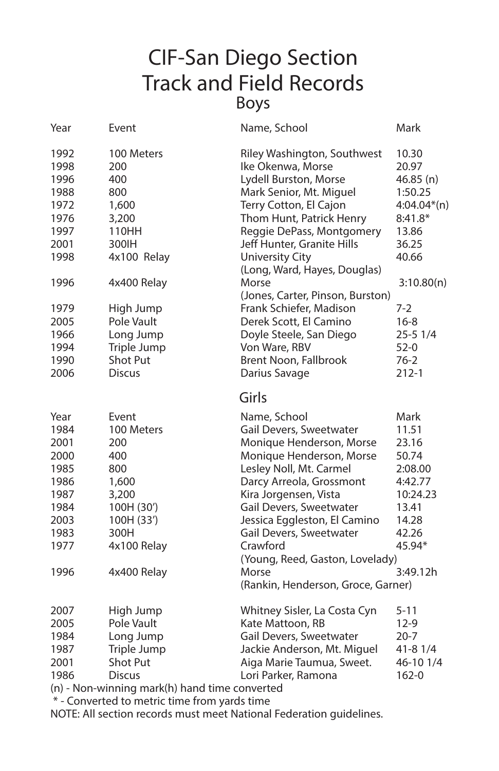# CIF-San Diego Section Track and Field Records

## Boys

| Year | Event | Name, School | Mark |
|---|---|---|---|
| 1992 | 100 Meters | Riley Washington, Southwest | 10.30 |
| 1998 | 200 | Ike Okenwa, Morse | 20.97 |
| 1996 | 400 | Lydell Burston, Morse | 46.85 (n) |
| 1988 | 800 | Mark Senior, Mt. Miguel | 1:50.25 |
| 1972 | 1,600 | Terry Cotton, El Cajon | 4:04.04*(n) |
| 1976 | 3,200 | Thom Hunt, Patrick Henry | 8:41.8* |
| 1997 | 110HH | Reggie DePass, Montgomery | 13.86 |
| 2001 | 300IH | Jeff Hunter, Granite Hills | 36.25 |
| 1998 | 4x100 Relay | University City (Long, Ward, Hayes, Douglas) | 40.66 |
| 1996 | 4x400 Relay | Morse (Jones, Carter, Pinson, Burston) | 3:10.80(n) |
| 1979 | High Jump | Frank Schiefer, Madison | 7-2 |
| 2005 | Pole Vault | Derek Scott, El Camino | 16-8 |
| 1966 | Long Jump | Doyle Steele, San Diego | 25-5 1/4 |
| 1994 | Triple Jump | Von Ware, RBV | 52-0 |
| 1990 | Shot Put | Brent Noon, Fallbrook | 76-2 |
| 2006 | Discus | Darius Savage | 212-1 |

## Girls

| Year | Event | Name, School | Mark |
|---|---|---|---|
| 1984 | 100 Meters | Gail Devers, Sweetwater | 11.51 |
| 2001 | 200 | Monique Henderson, Morse | 23.16 |
| 2000 | 400 | Monique Henderson, Morse | 50.74 |
| 1985 | 800 | Lesley Noll, Mt. Carmel | 2:08.00 |
| 1986 | 1,600 | Darcy Arreola, Grossmont | 4:42.77 |
| 1987 | 3,200 | Kira Jorgensen, Vista | 10:24.23 |
| 1984 | 100H (30') | Gail Devers, Sweetwater | 13.41 |
| 2003 | 100H (33') | Jessica Eggleston, El Camino | 14.28 |
| 1983 | 300H | Gail Devers, Sweetwater | 42.26 |
| 1977 | 4x100 Relay | Crawford (Young, Reed, Gaston, Lovelady) | 45.94* |
| 1996 | 4x400 Relay | Morse (Rankin, Henderson, Groce, Garner) | 3:49.12h |
| 2007 | High Jump | Whitney Sisler, La Costa Cyn | 5-11 |
| 2005 | Pole Vault | Kate Mattoon, RB | 12-9 |
| 1984 | Long Jump | Gail Devers, Sweetwater | 20-7 |
| 1987 | Triple Jump | Jackie Anderson, Mt. Miguel | 41-8 1/4 |
| 2001 | Shot Put | Aiga Marie Taumua, Sweet. | 46-10 1/4 |
| 1986 | Discus | Lori Parker, Ramona | 162-0 |

(n) - Non-winning mark(h) hand time converted

* - Converted to metric time from yards time

NOTE: All section records must meet National Federation guidelines.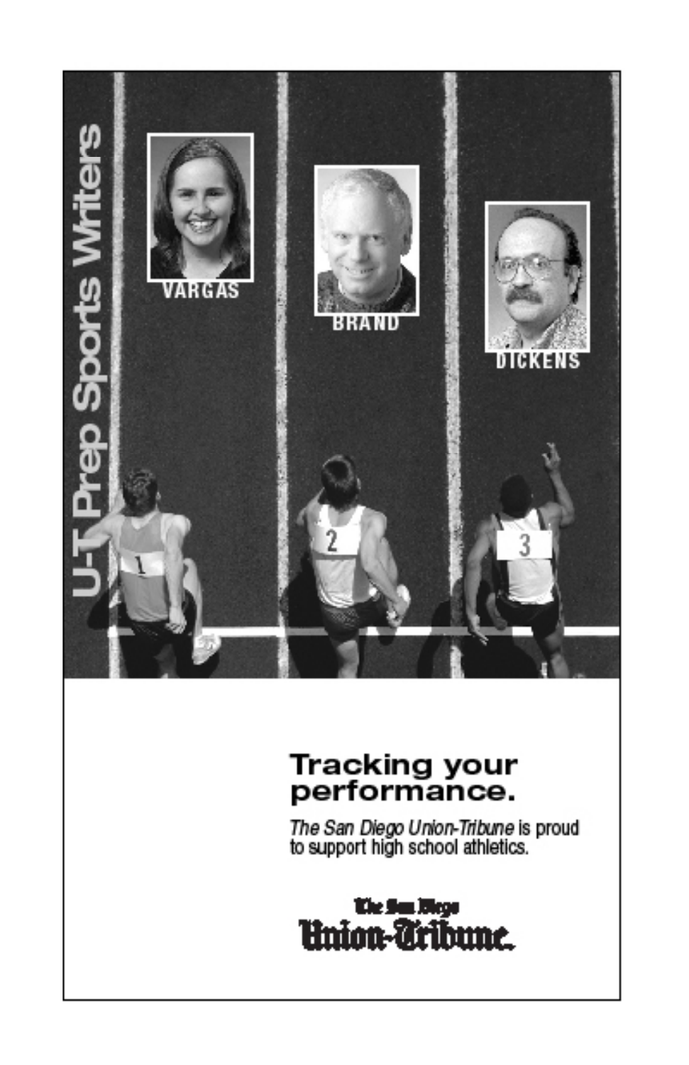U-T Prep Sports Writers

VARGAS

BRAND

DICKENS

**Tracking your performance.**

*The San Diego Union-Tribune* is proud to support high school athletics.

The San Diego Union-Tribune.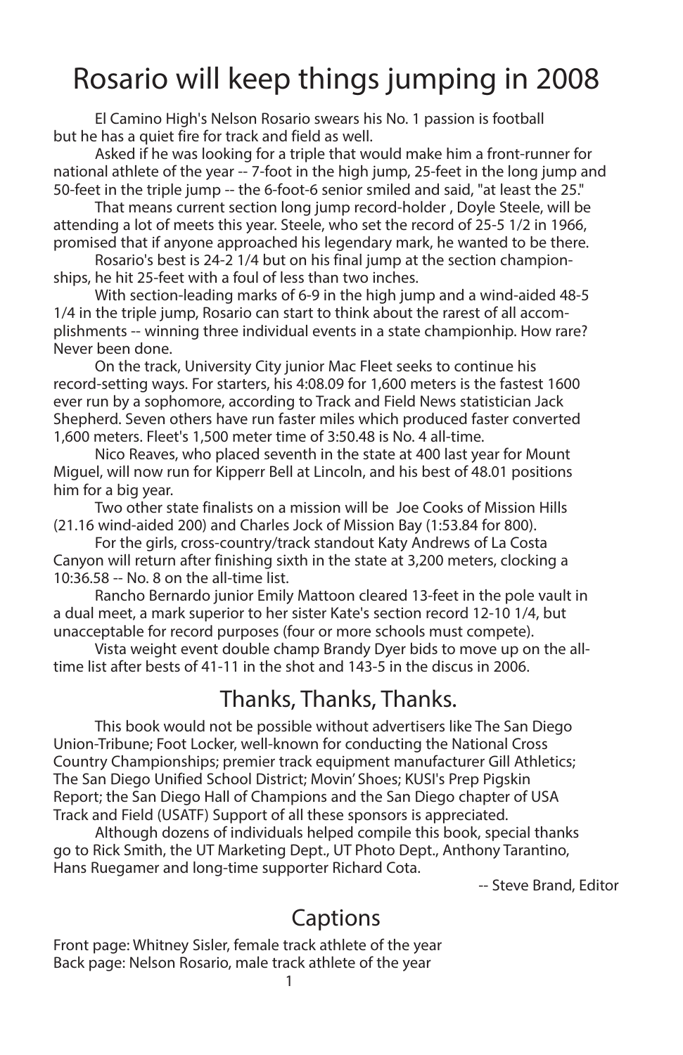# Rosario will keep things jumping in 2008

El Camino High's Nelson Rosario swears his No. 1 passion is football but he has a quiet fire for track and field as well.

Asked if he was looking for a triple that would make him a front-runner for national athlete of the year -- 7-foot in the high jump, 25-feet in the long jump and 50-feet in the triple jump -- the 6-foot-6 senior smiled and said, "at least the 25."

That means current section long jump record-holder , Doyle Steele, will be attending a lot of meets this year. Steele, who set the record of 25-5 1/2 in 1966, promised that if anyone approached his legendary mark, he wanted to be there.

Rosario's best is 24-2 1/4 but on his final jump at the section championships, he hit 25-feet with a foul of less than two inches.

With section-leading marks of 6-9 in the high jump and a wind-aided 48-5 1/4 in the triple jump, Rosario can start to think about the rarest of all accomplishments -- winning three individual events in a state championhip. How rare? Never been done.

On the track, University City junior Mac Fleet seeks to continue his record-setting ways. For starters, his 4:08.09 for 1,600 meters is the fastest 1600 ever run by a sophomore, according to Track and Field News statistician Jack Shepherd. Seven others have run faster miles which produced faster converted 1,600 meters. Fleet's 1,500 meter time of 3:50.48 is No. 4 all-time.

Nico Reaves, who placed seventh in the state at 400 last year for Mount Miguel, will now run for Kipperr Bell at Lincoln, and his best of 48.01 positions him for a big year.

Two other state finalists on a mission will be Joe Cooks of Mission Hills (21.16 wind-aided 200) and Charles Jock of Mission Bay (1:53.84 for 800).

For the girls, cross-country/track standout Katy Andrews of La Costa Canyon will return after finishing sixth in the state at 3,200 meters, clocking a 10:36.58 -- No. 8 on the all-time list.

Rancho Bernardo junior Emily Mattoon cleared 13-feet in the pole vault in a dual meet, a mark superior to her sister Kate's section record 12-10 1/4, but unacceptable for record purposes (four or more schools must compete).

Vista weight event double champ Brandy Dyer bids to move up on the all-time list after bests of 41-11 in the shot and 143-5 in the discus in 2006.

## Thanks, Thanks, Thanks.

This book would not be possible without advertisers like The San Diego Union-Tribune; Foot Locker, well-known for conducting the National Cross Country Championships; premier track equipment manufacturer Gill Athletics; The San Diego Unified School District; Movin' Shoes; KUSI's Prep Pigskin Report; the San Diego Hall of Champions and the San Diego chapter of USA Track and Field (USATF) Support of all these sponsors is appreciated.

Although dozens of individuals helped compile this book, special thanks go to Rick Smith, the UT Marketing Dept., UT Photo Dept., Anthony Tarantino, Hans Ruegamer and long-time supporter Richard Cota.

-- Steve Brand, Editor

## Captions

Front page: Whitney Sisler, female track athlete of the year
Back page: Nelson Rosario, male track athlete of the year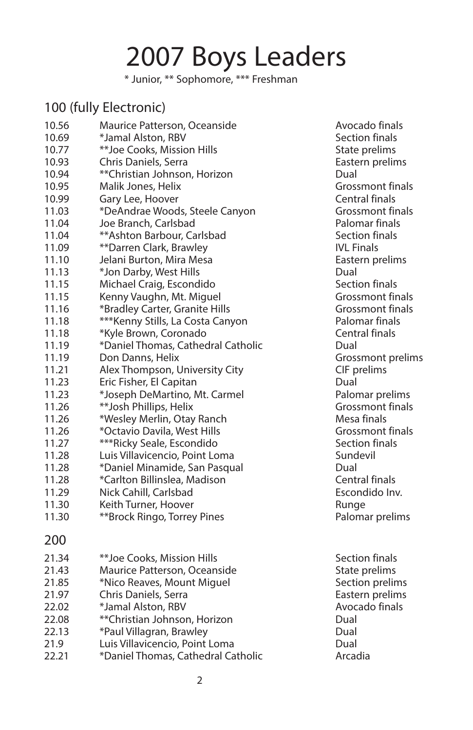# 2007 Boys Leaders

\* Junior, ** Sophomore, *** Freshman

## 100 (fully Electronic)

| | | |
|---|---|---|
| 10.56 | Maurice Patterson, Oceanside | Avocado finals |
| 10.69 | *Jamal Alston, RBV | Section finals |
| 10.77 | **Joe Cooks, Mission Hills | State prelims |
| 10.93 | Chris Daniels, Serra | Eastern prelims |
| 10.94 | **Christian Johnson, Horizon | Dual |
| 10.95 | Malik Jones, Helix | Grossmont finals |
| 10.99 | Gary Lee, Hoover | Central finals |
| 11.03 | *DeAndrae Woods, Steele Canyon | Grossmont finals |
| 11.04 | Joe Branch, Carlsbad | Palomar finals |
| 11.04 | **Ashton Barbour, Carlsbad | Section finals |
| 11.09 | **Darren Clark, Brawley | IVL Finals |
| 11.10 | Jelani Burton, Mira Mesa | Eastern prelims |
| 11.13 | *Jon Darby, West Hills | Dual |
| 11.15 | Michael Craig, Escondido | Section finals |
| 11.15 | Kenny Vaughn, Mt. Miguel | Grossmont finals |
| 11.16 | *Bradley Carter, Granite Hills | Grossmont finals |
| 11.18 | ***Kenny Stills, La Costa Canyon | Palomar finals |
| 11.18 | *Kyle Brown, Coronado | Central finals |
| 11.19 | *Daniel Thomas, Cathedral Catholic | Dual |
| 11.19 | Don Danns, Helix | Grossmont prelims |
| 11.21 | Alex Thompson, University City | CIF prelims |
| 11.23 | Eric Fisher, El Capitan | Dual |
| 11.23 | *Joseph DeMartino, Mt. Carmel | Palomar prelims |
| 11.26 | **Josh Phillips, Helix | Grossmont finals |
| 11.26 | *Wesley Merlin, Otay Ranch | Mesa finals |
| 11.26 | *Octavio Davila, West Hills | Grossmont finals |
| 11.27 | ***Ricky Seale, Escondido | Section finals |
| 11.28 | Luis Villavicencio, Point Loma | Sundevil |
| 11.28 | *Daniel Minamide, San Pasqual | Dual |
| 11.28 | *Carlton Billinslea, Madison | Central finals |
| 11.29 | Nick Cahill, Carlsbad | Escondido Inv. |
| 11.30 | Keith Turner, Hoover | Runge |
| 11.30 | **Brock Ringo, Torrey Pines | Palomar prelims |

## 200

| | | |
|---|---|---|
| 21.34 | **Joe Cooks, Mission Hills | Section finals |
| 21.43 | Maurice Patterson, Oceanside | State prelims |
| 21.85 | *Nico Reaves, Mount Miguel | Section prelims |
| 21.97 | Chris Daniels, Serra | Eastern prelims |
| 22.02 | *Jamal Alston, RBV | Avocado finals |
| 22.08 | **Christian Johnson, Horizon | Dual |
| 22.13 | *Paul Villagran, Brawley | Dual |
| 21.9 | Luis Villavicencio, Point Loma | Dual |
| 22.21 | *Daniel Thomas, Cathedral Catholic | Arcadia |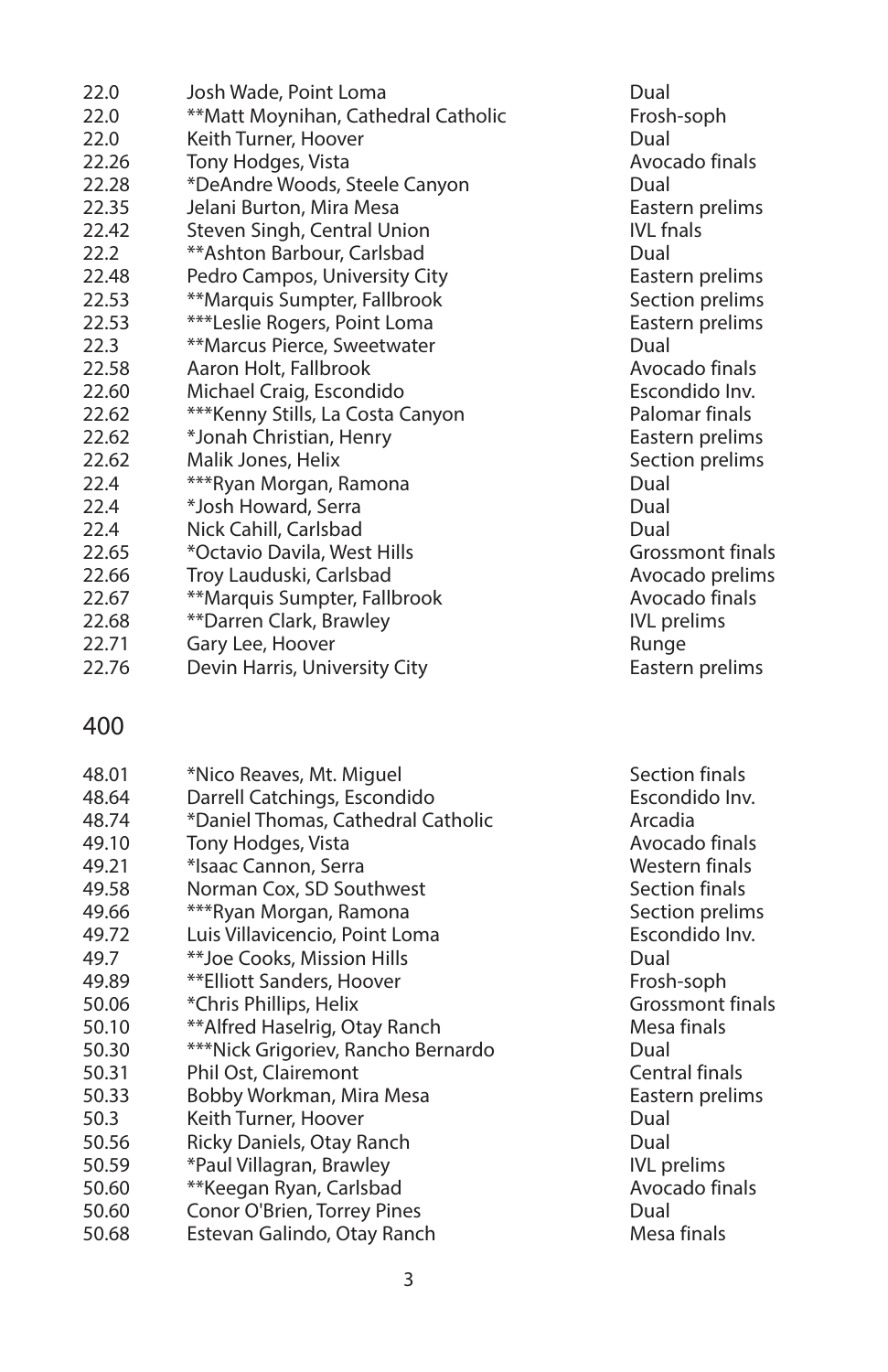| | | |
|---|---|---|
| 22.0 | Josh Wade, Point Loma | Dual |
| 22.0 | **Matt Moynihan, Cathedral Catholic | Frosh-soph |
| 22.0 | Keith Turner, Hoover | Dual |
| 22.26 | Tony Hodges, Vista | Avocado finals |
| 22.28 | *DeAndre Woods, Steele Canyon | Dual |
| 22.35 | Jelani Burton, Mira Mesa | Eastern prelims |
| 22.42 | Steven Singh, Central Union | IVL fnals |
| 22.2 | **Ashton Barbour, Carlsbad | Dual |
| 22.48 | Pedro Campos, University City | Eastern prelims |
| 22.53 | **Marquis Sumpter, Fallbrook | Section prelims |
| 22.53 | ***Leslie Rogers, Point Loma | Eastern prelims |
| 22.3 | **Marcus Pierce, Sweetwater | Dual |
| 22.58 | Aaron Holt, Fallbrook | Avocado finals |
| 22.60 | Michael Craig, Escondido | Escondido Inv. |
| 22.62 | ***Kenny Stills, La Costa Canyon | Palomar finals |
| 22.62 | *Jonah Christian, Henry | Eastern prelims |
| 22.62 | Malik Jones, Helix | Section prelims |
| 22.4 | ***Ryan Morgan, Ramona | Dual |
| 22.4 | *Josh Howard, Serra | Dual |
| 22.4 | Nick Cahill, Carlsbad | Dual |
| 22.65 | *Octavio Davila, West Hills | Grossmont finals |
| 22.66 | Troy Lauduski, Carlsbad | Avocado prelims |
| 22.67 | **Marquis Sumpter, Fallbrook | Avocado finals |
| 22.68 | **Darren Clark, Brawley | IVL prelims |
| 22.71 | Gary Lee, Hoover | Runge |
| 22.76 | Devin Harris, University City | Eastern prelims |

## 400

| | | |
|---|---|---|
| 48.01 | *Nico Reaves, Mt. Miguel | Section finals |
| 48.64 | Darrell Catchings, Escondido | Escondido Inv. |
| 48.74 | *Daniel Thomas, Cathedral Catholic | Arcadia |
| 49.10 | Tony Hodges, Vista | Avocado finals |
| 49.21 | *Isaac Cannon, Serra | Western finals |
| 49.58 | Norman Cox, SD Southwest | Section finals |
| 49.66 | ***Ryan Morgan, Ramona | Section prelims |
| 49.72 | Luis Villavicencio, Point Loma | Escondido Inv. |
| 49.7 | **Joe Cooks, Mission Hills | Dual |
| 49.89 | **Elliott Sanders, Hoover | Frosh-soph |
| 50.06 | *Chris Phillips, Helix | Grossmont finals |
| 50.10 | **Alfred Haselrig, Otay Ranch | Mesa finals |
| 50.30 | ***Nick Grigoriev, Rancho Bernardo | Dual |
| 50.31 | Phil Ost, Clairemont | Central finals |
| 50.33 | Bobby Workman, Mira Mesa | Eastern prelims |
| 50.3 | Keith Turner, Hoover | Dual |
| 50.56 | Ricky Daniels, Otay Ranch | Dual |
| 50.59 | *Paul Villagran, Brawley | IVL prelims |
| 50.60 | **Keegan Ryan, Carlsbad | Avocado finals |
| 50.60 | Conor O'Brien, Torrey Pines | Dual |
| 50.68 | Estevan Galindo, Otay Ranch | Mesa finals |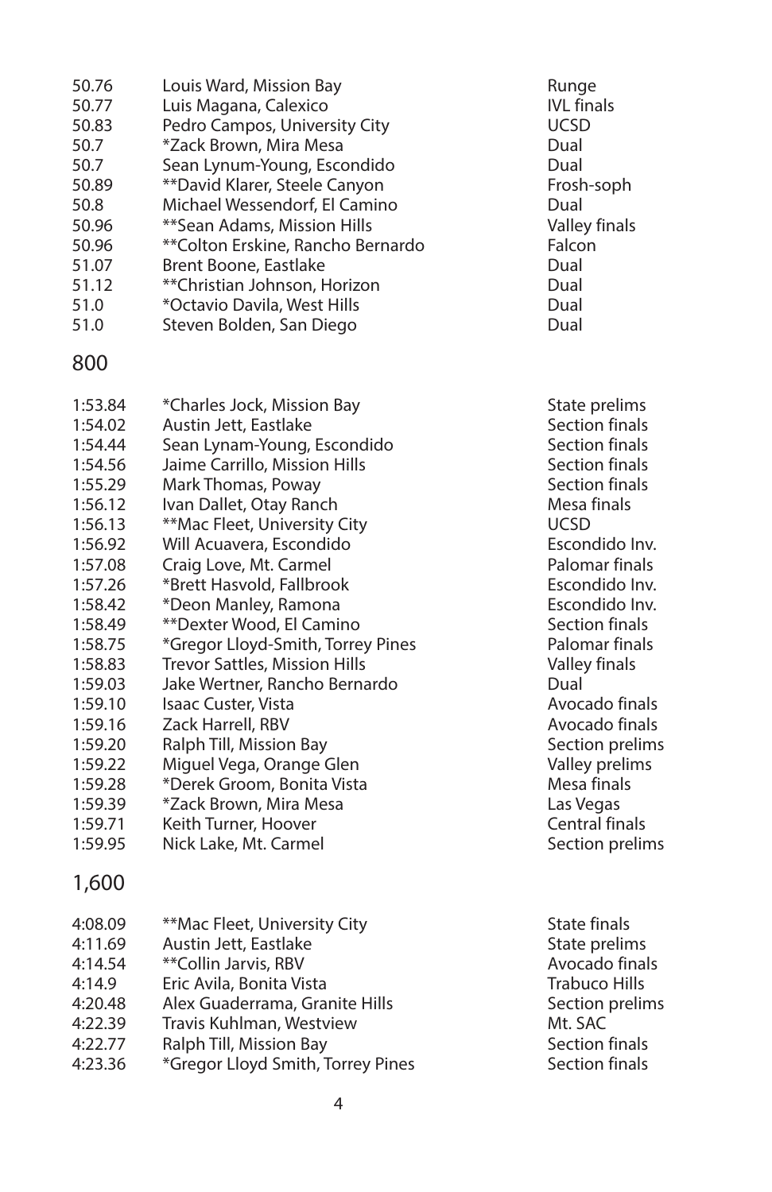| | | |
|---|---|---|
| 50.76 | Louis Ward, Mission Bay | Runge |
| 50.77 | Luis Magana, Calexico | IVL finals |
| 50.83 | Pedro Campos, University City | UCSD |
| 50.7 | *Zack Brown, Mira Mesa | Dual |
| 50.7 | Sean Lynum-Young, Escondido | Dual |
| 50.89 | **David Klarer, Steele Canyon | Frosh-soph |
| 50.8 | Michael Wessendorf, El Camino | Dual |
| 50.96 | **Sean Adams, Mission Hills | Valley finals |
| 50.96 | **Colton Erskine, Rancho Bernardo | Falcon |
| 51.07 | Brent Boone, Eastlake | Dual |
| 51.12 | **Christian Johnson, Horizon | Dual |
| 51.0 | *Octavio Davila, West Hills | Dual |
| 51.0 | Steven Bolden, San Diego | Dual |

## 800

| | | |
|---|---|---|
| 1:53.84 | *Charles Jock, Mission Bay | State prelims |
| 1:54.02 | Austin Jett, Eastlake | Section finals |
| 1:54.44 | Sean Lynam-Young, Escondido | Section finals |
| 1:54.56 | Jaime Carrillo, Mission Hills | Section finals |
| 1:55.29 | Mark Thomas, Poway | Section finals |
| 1:56.12 | Ivan Dallet, Otay Ranch | Mesa finals |
| 1:56.13 | **Mac Fleet, University City | UCSD |
| 1:56.92 | Will Acuavera, Escondido | Escondido Inv. |
| 1:57.08 | Craig Love, Mt. Carmel | Palomar finals |
| 1:57.26 | *Brett Hasvold, Fallbrook | Escondido Inv. |
| 1:58.42 | *Deon Manley, Ramona | Escondido Inv. |
| 1:58.49 | **Dexter Wood, El Camino | Section finals |
| 1:58.75 | *Gregor Lloyd-Smith, Torrey Pines | Palomar finals |
| 1:58.83 | Trevor Sattles, Mission Hills | Valley finals |
| 1:59.03 | Jake Wertner, Rancho Bernardo | Dual |
| 1:59.10 | Isaac Custer, Vista | Avocado finals |
| 1:59.16 | Zack Harrell, RBV | Avocado finals |
| 1:59.20 | Ralph Till, Mission Bay | Section prelims |
| 1:59.22 | Miguel Vega, Orange Glen | Valley prelims |
| 1:59.28 | *Derek Groom, Bonita Vista | Mesa finals |
| 1:59.39 | *Zack Brown, Mira Mesa | Las Vegas |
| 1:59.71 | Keith Turner, Hoover | Central finals |
| 1:59.95 | Nick Lake, Mt. Carmel | Section prelims |

## 1,600

| | | |
|---|---|---|
| 4:08.09 | **Mac Fleet, University City | State finals |
| 4:11.69 | Austin Jett, Eastlake | State prelims |
| 4:14.54 | **Collin Jarvis, RBV | Avocado finals |
| 4:14.9 | Eric Avila, Bonita Vista | Trabuco Hills |
| 4:20.48 | Alex Guaderrama, Granite Hills | Section prelims |
| 4:22.39 | Travis Kuhlman, Westview | Mt. SAC |
| 4:22.77 | Ralph Till, Mission Bay | Section finals |
| 4:23.36 | *Gregor Lloyd Smith, Torrey Pines | Section finals |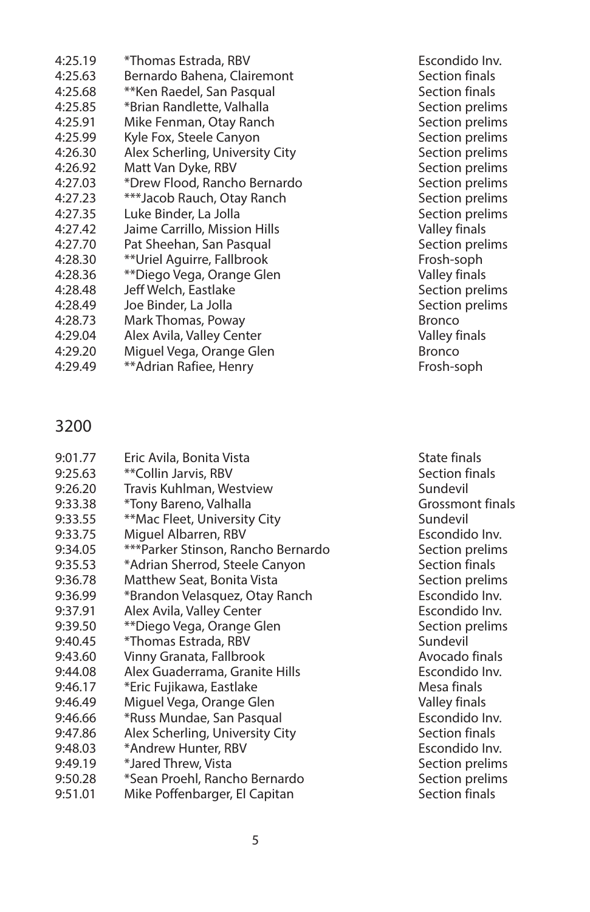| | | |
|---|---|---|
| 4:25.19 | *Thomas Estrada, RBV | Escondido Inv. |
| 4:25.63 | Bernardo Bahena, Clairemont | Section finals |
| 4:25.68 | **Ken Raedel, San Pasqual | Section finals |
| 4:25.85 | *Brian Randlette, Valhalla | Section prelims |
| 4:25.91 | Mike Fenman, Otay Ranch | Section prelims |
| 4:25.99 | Kyle Fox, Steele Canyon | Section prelims |
| 4:26.30 | Alex Scherling, University City | Section prelims |
| 4:26.92 | Matt Van Dyke, RBV | Section prelims |
| 4:27.03 | *Drew Flood, Rancho Bernardo | Section prelims |
| 4:27.23 | ***Jacob Rauch, Otay Ranch | Section prelims |
| 4:27.35 | Luke Binder, La Jolla | Section prelims |
| 4:27.42 | Jaime Carrillo, Mission Hills | Valley finals |
| 4:27.70 | Pat Sheehan, San Pasqual | Section prelims |
| 4:28.30 | **Uriel Aguirre, Fallbrook | Frosh-soph |
| 4:28.36 | **Diego Vega, Orange Glen | Valley finals |
| 4:28.48 | Jeff Welch, Eastlake | Section prelims |
| 4:28.49 | Joe Binder, La Jolla | Section prelims |
| 4:28.73 | Mark Thomas, Poway | Bronco |
| 4:29.04 | Alex Avila, Valley Center | Valley finals |
| 4:29.20 | Miguel Vega, Orange Glen | Bronco |
| 4:29.49 | **Adrian Rafiee, Henry | Frosh-soph |

## 3200

| | | |
|---|---|---|
| 9:01.77 | Eric Avila, Bonita Vista | State finals |
| 9:25.63 | **Collin Jarvis, RBV | Section finals |
| 9:26.20 | Travis Kuhlman, Westview | Sundevil |
| 9:33.38 | *Tony Bareno, Valhalla | Grossmont finals |
| 9:33.55 | **Mac Fleet, University City | Sundevil |
| 9:33.75 | Miguel Albarren, RBV | Escondido Inv. |
| 9:34.05 | ***Parker Stinson, Rancho Bernardo | Section prelims |
| 9:35.53 | *Adrian Sherrod, Steele Canyon | Section finals |
| 9:36.78 | Matthew Seat, Bonita Vista | Section prelims |
| 9:36.99 | *Brandon Velasquez, Otay Ranch | Escondido Inv. |
| 9:37.91 | Alex Avila, Valley Center | Escondido Inv. |
| 9:39.50 | **Diego Vega, Orange Glen | Section prelims |
| 9:40.45 | *Thomas Estrada, RBV | Sundevil |
| 9:43.60 | Vinny Granata, Fallbrook | Avocado finals |
| 9:44.08 | Alex Guaderrama, Granite Hills | Escondido Inv. |
| 9:46.17 | *Eric Fujikawa, Eastlake | Mesa finals |
| 9:46.49 | Miguel Vega, Orange Glen | Valley finals |
| 9:46.66 | *Russ Mundae, San Pasqual | Escondido Inv. |
| 9:47.86 | Alex Scherling, University City | Section finals |
| 9:48.03 | *Andrew Hunter, RBV | Escondido Inv. |
| 9:49.19 | *Jared Threw, Vista | Section prelims |
| 9:50.28 | *Sean Proehl, Rancho Bernardo | Section prelims |
| 9:51.01 | Mike Poffenbarger, El Capitan | Section finals |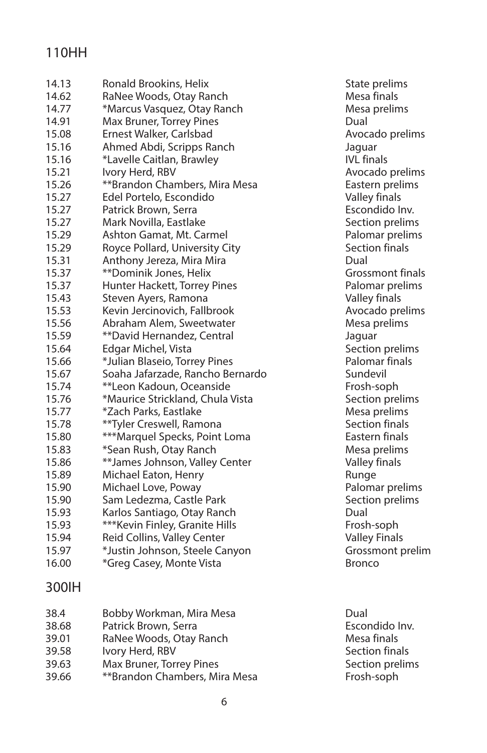## 110HH

| | | |
|---|---|---|
| 14.13 | Ronald Brookins, Helix | State prelims |
| 14.62 | RaNee Woods, Otay Ranch | Mesa finals |
| 14.77 | *Marcus Vasquez, Otay Ranch | Mesa prelims |
| 14.91 | Max Bruner, Torrey Pines | Dual |
| 15.08 | Ernest Walker, Carlsbad | Avocado prelims |
| 15.16 | Ahmed Abdi, Scripps Ranch | Jaguar |
| 15.16 | *Lavelle Caitlan, Brawley | IVL finals |
| 15.21 | Ivory Herd, RBV | Avocado prelims |
| 15.26 | **Brandon Chambers, Mira Mesa | Eastern prelims |
| 15.27 | Edel Portelo, Escondido | Valley finals |
| 15.27 | Patrick Brown, Serra | Escondido Inv. |
| 15.27 | Mark Novilla, Eastlake | Section prelims |
| 15.29 | Ashton Gamat, Mt. Carmel | Palomar prelims |
| 15.29 | Royce Pollard, University City | Section finals |
| 15.31 | Anthony Jereza, Mira Mira | Dual |
| 15.37 | **Dominik Jones, Helix | Grossmont finals |
| 15.37 | Hunter Hackett, Torrey Pines | Palomar prelims |
| 15.43 | Steven Ayers, Ramona | Valley finals |
| 15.53 | Kevin Jercinovich, Fallbrook | Avocado prelims |
| 15.56 | Abraham Alem, Sweetwater | Mesa prelims |
| 15.59 | **David Hernandez, Central | Jaguar |
| 15.64 | Edgar Michel, Vista | Section prelims |
| 15.66 | *Julian Blaseio, Torrey Pines | Palomar finals |
| 15.67 | Soaha Jafarzade, Rancho Bernardo | Sundevil |
| 15.74 | **Leon Kadoun, Oceanside | Frosh-soph |
| 15.76 | *Maurice Strickland, Chula Vista | Section prelims |
| 15.77 | *Zach Parks, Eastlake | Mesa prelims |
| 15.78 | **Tyler Creswell, Ramona | Section finals |
| 15.80 | ***Marquel Specks, Point Loma | Eastern finals |
| 15.83 | *Sean Rush, Otay Ranch | Mesa prelims |
| 15.86 | **James Johnson, Valley Center | Valley finals |
| 15.89 | Michael Eaton, Henry | Runge |
| 15.90 | Michael Love, Poway | Palomar prelims |
| 15.90 | Sam Ledezma, Castle Park | Section prelims |
| 15.93 | Karlos Santiago, Otay Ranch | Dual |
| 15.93 | ***Kevin Finley, Granite Hills | Frosh-soph |
| 15.94 | Reid Collins, Valley Center | Valley Finals |
| 15.97 | *Justin Johnson, Steele Canyon | Grossmont prelim |
| 16.00 | *Greg Casey, Monte Vista | Bronco |

## 300IH

| | | |
|---|---|---|
| 38.4 | Bobby Workman, Mira Mesa | Dual |
| 38.68 | Patrick Brown, Serra | Escondido Inv. |
| 39.01 | RaNee Woods, Otay Ranch | Mesa finals |
| 39.58 | Ivory Herd, RBV | Section finals |
| 39.63 | Max Bruner, Torrey Pines | Section prelims |
| 39.66 | **Brandon Chambers, Mira Mesa | Frosh-soph |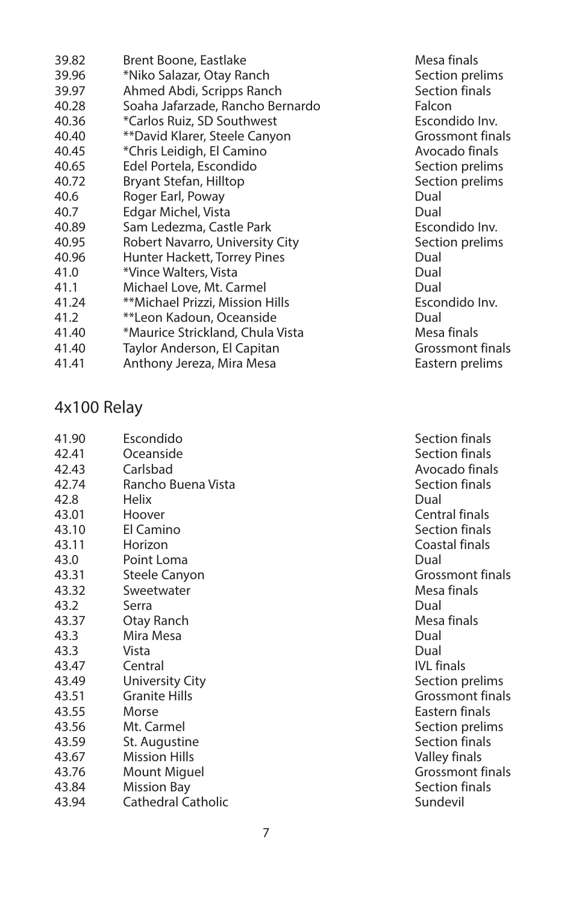| | | |
|---|---|---|
| 39.82 | Brent Boone, Eastlake | Mesa finals |
| 39.96 | *Niko Salazar, Otay Ranch | Section prelims |
| 39.97 | Ahmed Abdi, Scripps Ranch | Section finals |
| 40.28 | Soaha Jafarzade, Rancho Bernardo | Falcon |
| 40.36 | *Carlos Ruiz, SD Southwest | Escondido Inv. |
| 40.40 | **David Klarer, Steele Canyon | Grossmont finals |
| 40.45 | *Chris Leidigh, El Camino | Avocado finals |
| 40.65 | Edel Portela, Escondido | Section prelims |
| 40.72 | Bryant Stefan, Hilltop | Section prelims |
| 40.6 | Roger Earl, Poway | Dual |
| 40.7 | Edgar Michel, Vista | Dual |
| 40.89 | Sam Ledezma, Castle Park | Escondido Inv. |
| 40.95 | Robert Navarro, University City | Section prelims |
| 40.96 | Hunter Hackett, Torrey Pines | Dual |
| 41.0 | *Vince Walters, Vista | Dual |
| 41.1 | Michael Love, Mt. Carmel | Dual |
| 41.24 | **Michael Prizzi, Mission Hills | Escondido Inv. |
| 41.2 | **Leon Kadoun, Oceanside | Dual |
| 41.40 | *Maurice Strickland, Chula Vista | Mesa finals |
| 41.40 | Taylor Anderson, El Capitan | Grossmont finals |
| 41.41 | Anthony Jereza, Mira Mesa | Eastern prelims |

## 4x100 Relay

| | | |
|---|---|---|
| 41.90 | Escondido | Section finals |
| 42.41 | Oceanside | Section finals |
| 42.43 | Carlsbad | Avocado finals |
| 42.74 | Rancho Buena Vista | Section finals |
| 42.8 | Helix | Dual |
| 43.01 | Hoover | Central finals |
| 43.10 | El Camino | Section finals |
| 43.11 | Horizon | Coastal finals |
| 43.0 | Point Loma | Dual |
| 43.31 | Steele Canyon | Grossmont finals |
| 43.32 | Sweetwater | Mesa finals |
| 43.2 | Serra | Dual |
| 43.37 | Otay Ranch | Mesa finals |
| 43.3 | Mira Mesa | Dual |
| 43.3 | Vista | Dual |
| 43.47 | Central | IVL finals |
| 43.49 | University City | Section prelims |
| 43.51 | Granite Hills | Grossmont finals |
| 43.55 | Morse | Eastern finals |
| 43.56 | Mt. Carmel | Section prelims |
| 43.59 | St. Augustine | Section finals |
| 43.67 | Mission Hills | Valley finals |
| 43.76 | Mount Miguel | Grossmont finals |
| 43.84 | Mission Bay | Section finals |
| 43.94 | Cathedral Catholic | Sundevil |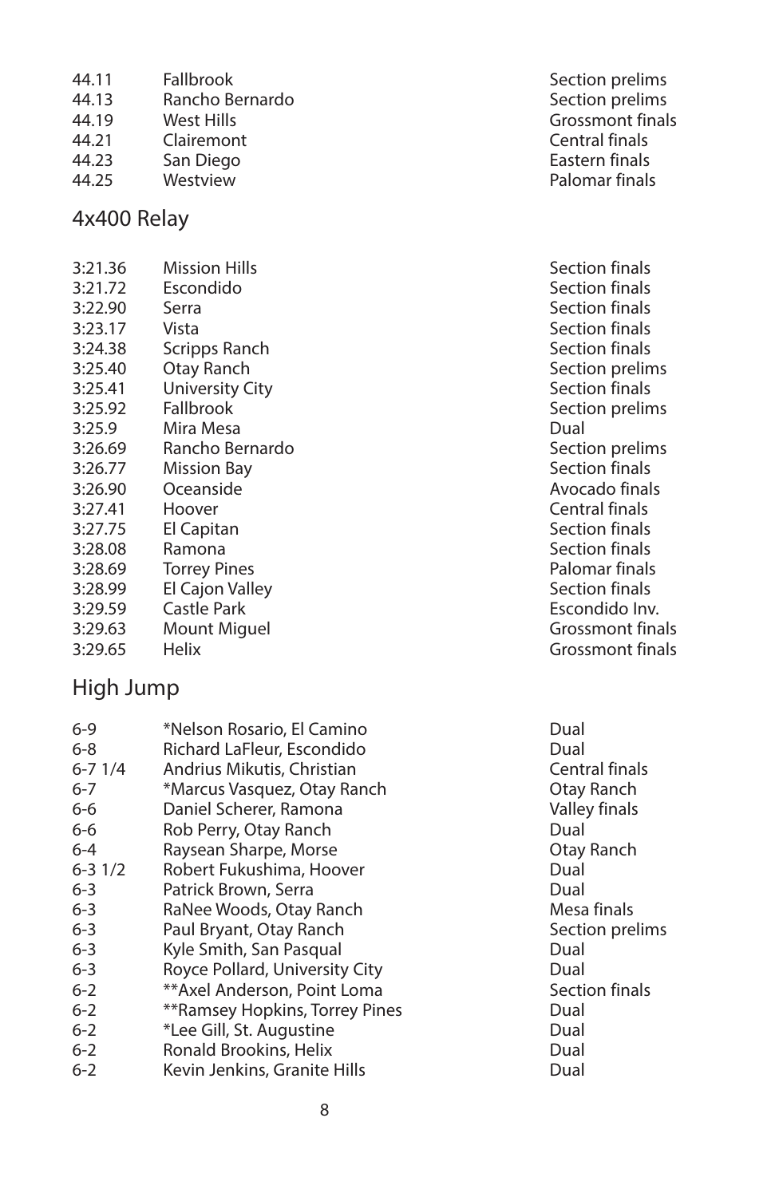| | | |
|---|---|---|
| 44.11 | Fallbrook | Section prelims |
| 44.13 | Rancho Bernardo | Section prelims |
| 44.19 | West Hills | Grossmont finals |
| 44.21 | Clairemont | Central finals |
| 44.23 | San Diego | Eastern finals |
| 44.25 | Westview | Palomar finals |

## 4x400 Relay

| | | |
|---|---|---|
| 3:21.36 | Mission Hills | Section finals |
| 3:21.72 | Escondido | Section finals |
| 3:22.90 | Serra | Section finals |
| 3:23.17 | Vista | Section finals |
| 3:24.38 | Scripps Ranch | Section finals |
| 3:25.40 | Otay Ranch | Section prelims |
| 3:25.41 | University City | Section finals |
| 3:25.92 | Fallbrook | Section prelims |
| 3:25.9 | Mira Mesa | Dual |
| 3:26.69 | Rancho Bernardo | Section prelims |
| 3:26.77 | Mission Bay | Section finals |
| 3:26.90 | Oceanside | Avocado finals |
| 3:27.41 | Hoover | Central finals |
| 3:27.75 | El Capitan | Section finals |
| 3:28.08 | Ramona | Section finals |
| 3:28.69 | Torrey Pines | Palomar finals |
| 3:28.99 | El Cajon Valley | Section finals |
| 3:29.59 | Castle Park | Escondido Inv. |
| 3:29.63 | Mount Miguel | Grossmont finals |
| 3:29.65 | Helix | Grossmont finals |

## High Jump

| | | |
|---|---|---|
| 6-9 | *Nelson Rosario, El Camino | Dual |
| 6-8 | Richard LaFleur, Escondido | Dual |
| 6-7 1/4 | Andrius Mikutis, Christian | Central finals |
| 6-7 | *Marcus Vasquez, Otay Ranch | Otay Ranch |
| 6-6 | Daniel Scherer, Ramona | Valley finals |
| 6-6 | Rob Perry, Otay Ranch | Dual |
| 6-4 | Raysean Sharpe, Morse | Otay Ranch |
| 6-3 1/2 | Robert Fukushima, Hoover | Dual |
| 6-3 | Patrick Brown, Serra | Dual |
| 6-3 | RaNee Woods, Otay Ranch | Mesa finals |
| 6-3 | Paul Bryant, Otay Ranch | Section prelims |
| 6-3 | Kyle Smith, San Pasqual | Dual |
| 6-3 | Royce Pollard, University City | Dual |
| 6-2 | **Axel Anderson, Point Loma | Section finals |
| 6-2 | **Ramsey Hopkins, Torrey Pines | Dual |
| 6-2 | *Lee Gill, St. Augustine | Dual |
| 6-2 | Ronald Brookins, Helix | Dual |
| 6-2 | Kevin Jenkins, Granite Hills | Dual |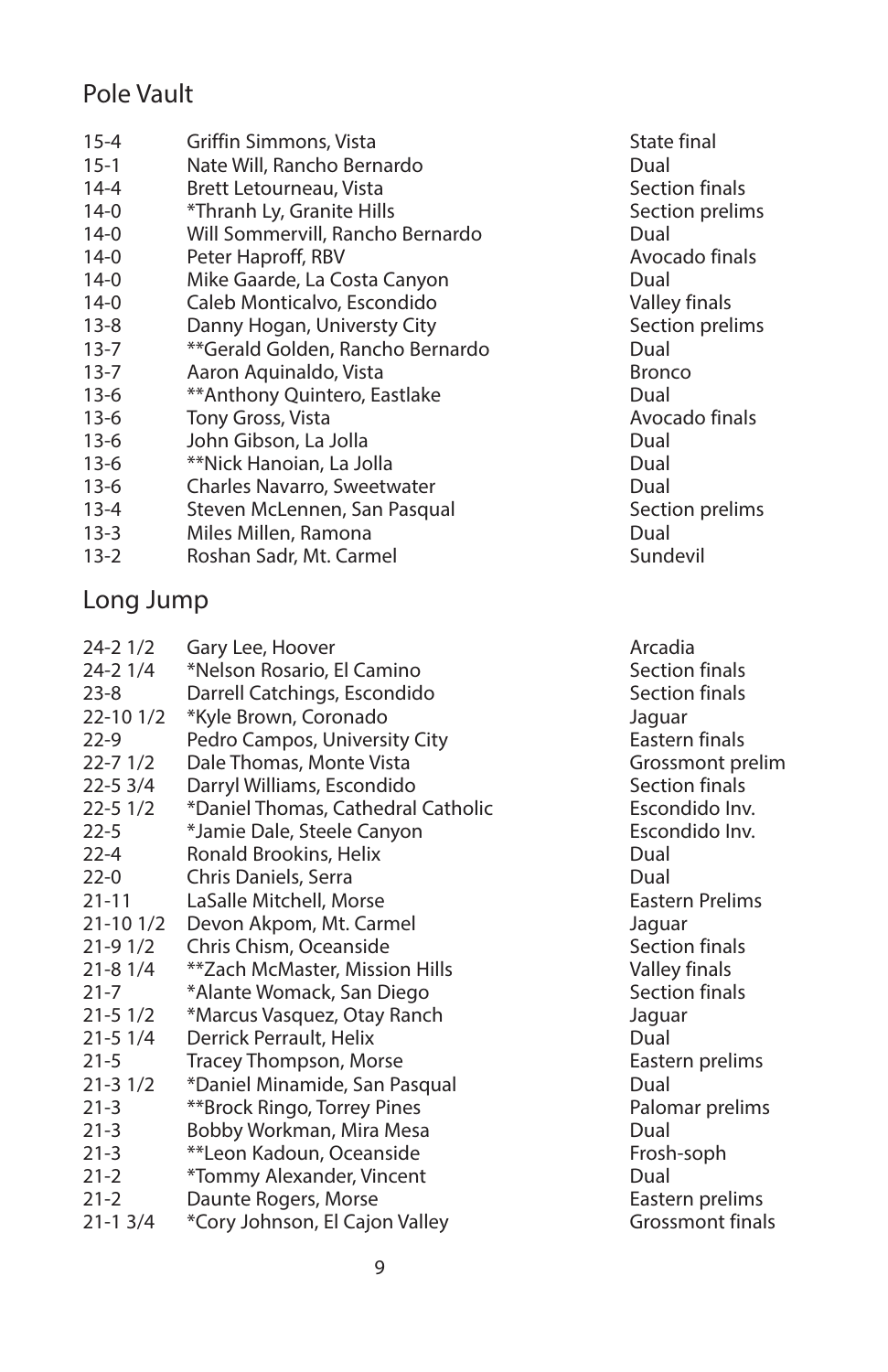## Pole Vault

| | | |
|---|---|---|
| 15-4 | Griffin Simmons, Vista | State final |
| 15-1 | Nate Will, Rancho Bernardo | Dual |
| 14-4 | Brett Letourneau, Vista | Section finals |
| 14-0 | *Thranh Ly, Granite Hills | Section prelims |
| 14-0 | Will Sommervill, Rancho Bernardo | Dual |
| 14-0 | Peter Haproff, RBV | Avocado finals |
| 14-0 | Mike Gaarde, La Costa Canyon | Dual |
| 14-0 | Caleb Monticalvo, Escondido | Valley finals |
| 13-8 | Danny Hogan, Universty City | Section prelims |
| 13-7 | **Gerald Golden, Rancho Bernardo | Dual |
| 13-7 | Aaron Aquinaldo, Vista | Bronco |
| 13-6 | **Anthony Quintero, Eastlake | Dual |
| 13-6 | Tony Gross, Vista | Avocado finals |
| 13-6 | John Gibson, La Jolla | Dual |
| 13-6 | **Nick Hanoian, La Jolla | Dual |
| 13-6 | Charles Navarro, Sweetwater | Dual |
| 13-4 | Steven McLennen, San Pasqual | Section prelims |
| 13-3 | Miles Millen, Ramona | Dual |
| 13-2 | Roshan Sadr, Mt. Carmel | Sundevil |

## Long Jump

| | | |
|---|---|---|
| 24-2 1/2 | Gary Lee, Hoover | Arcadia |
| 24-2 1/4 | *Nelson Rosario, El Camino | Section finals |
| 23-8 | Darrell Catchings, Escondido | Section finals |
| 22-10 1/2 | *Kyle Brown, Coronado | Jaguar |
| 22-9 | Pedro Campos, University City | Eastern finals |
| 22-7 1/2 | Dale Thomas, Monte Vista | Grossmont prelim |
| 22-5 3/4 | Darryl Williams, Escondido | Section finals |
| 22-5 1/2 | *Daniel Thomas, Cathedral Catholic | Escondido Inv. |
| 22-5 | *Jamie Dale, Steele Canyon | Escondido Inv. |
| 22-4 | Ronald Brookins, Helix | Dual |
| 22-0 | Chris Daniels, Serra | Dual |
| 21-11 | LaSalle Mitchell, Morse | Eastern Prelims |
| 21-10 1/2 | Devon Akpom, Mt. Carmel | Jaguar |
| 21-9 1/2 | Chris Chism, Oceanside | Section finals |
| 21-8 1/4 | **Zach McMaster, Mission Hills | Valley finals |
| 21-7 | *Alante Womack, San Diego | Section finals |
| 21-5 1/2 | *Marcus Vasquez, Otay Ranch | Jaguar |
| 21-5 1/4 | Derrick Perrault, Helix | Dual |
| 21-5 | Tracey Thompson, Morse | Eastern prelims |
| 21-3 1/2 | *Daniel Minamide, San Pasqual | Dual |
| 21-3 | **Brock Ringo, Torrey Pines | Palomar prelims |
| 21-3 | Bobby Workman, Mira Mesa | Dual |
| 21-3 | **Leon Kadoun, Oceanside | Frosh-soph |
| 21-2 | *Tommy Alexander, Vincent | Dual |
| 21-2 | Daunte Rogers, Morse | Eastern prelims |
| 21-1 3/4 | *Cory Johnson, El Cajon Valley | Grossmont finals |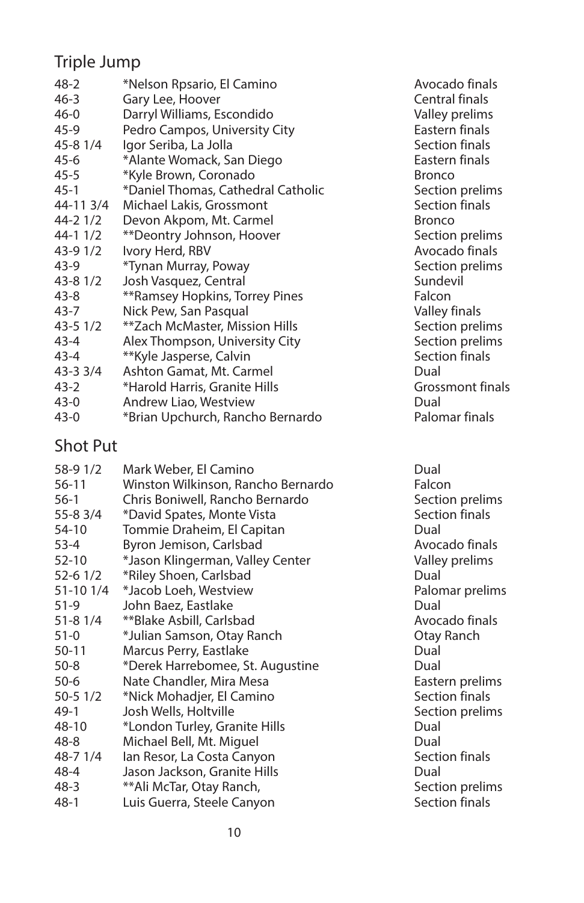## Triple Jump

| | | |
|---|---|---|
| 48-2 | *Nelson Rpsario, El Camino | Avocado finals |
| 46-3 | Gary Lee, Hoover | Central finals |
| 46-0 | Darryl Williams, Escondido | Valley prelims |
| 45-9 | Pedro Campos, University City | Eastern finals |
| 45-8 1/4 | Igor Seriba, La Jolla | Section finals |
| 45-6 | *Alante Womack, San Diego | Eastern finals |
| 45-5 | *Kyle Brown, Coronado | Bronco |
| 45-1 | *Daniel Thomas, Cathedral Catholic | Section prelims |
| 44-11 3/4 | Michael Lakis, Grossmont | Section finals |
| 44-2 1/2 | Devon Akpom, Mt. Carmel | Bronco |
| 44-1 1/2 | **Deontry Johnson, Hoover | Section prelims |
| 43-9 1/2 | Ivory Herd, RBV | Avocado finals |
| 43-9 | *Tynan Murray, Poway | Section prelims |
| 43-8 1/2 | Josh Vasquez, Central | Sundevil |
| 43-8 | **Ramsey Hopkins, Torrey Pines | Falcon |
| 43-7 | Nick Pew, San Pasqual | Valley finals |
| 43-5 1/2 | **Zach McMaster, Mission Hills | Section prelims |
| 43-4 | Alex Thompson, University City | Section prelims |
| 43-4 | **Kyle Jasperse, Calvin | Section finals |
| 43-3 3/4 | Ashton Gamat, Mt. Carmel | Dual |
| 43-2 | *Harold Harris, Granite Hills | Grossmont finals |
| 43-0 | Andrew Liao, Westview | Dual |
| 43-0 | *Brian Upchurch, Rancho Bernardo | Palomar finals |

## Shot Put

| | | |
|---|---|---|
| 58-9 1/2 | Mark Weber, El Camino | Dual |
| 56-11 | Winston Wilkinson, Rancho Bernardo | Falcon |
| 56-1 | Chris Boniwell, Rancho Bernardo | Section prelims |
| 55-8 3/4 | *David Spates, Monte Vista | Section finals |
| 54-10 | Tommie Draheim, El Capitan | Dual |
| 53-4 | Byron Jemison, Carlsbad | Avocado finals |
| 52-10 | *Jason Klingerman, Valley Center | Valley prelims |
| 52-6 1/2 | *Riley Shoen, Carlsbad | Dual |
| 51-10 1/4 | *Jacob Loeh, Westview | Palomar prelims |
| 51-9 | John Baez, Eastlake | Dual |
| 51-8 1/4 | **Blake Asbill, Carlsbad | Avocado finals |
| 51-0 | *Julian Samson, Otay Ranch | Otay Ranch |
| 50-11 | Marcus Perry, Eastlake | Dual |
| 50-8 | *Derek Harrebomee, St. Augustine | Dual |
| 50-6 | Nate Chandler, Mira Mesa | Eastern prelims |
| 50-5 1/2 | *Nick Mohadjer, El Camino | Section finals |
| 49-1 | Josh Wells, Holtville | Section prelims |
| 48-10 | *London Turley, Granite Hills | Dual |
| 48-8 | Michael Bell, Mt. Miguel | Dual |
| 48-7 1/4 | Ian Resor, La Costa Canyon | Section finals |
| 48-4 | Jason Jackson, Granite Hills | Dual |
| 48-3 | **Ali McTar, Otay Ranch, | Section prelims |
| 48-1 | Luis Guerra, Steele Canyon | Section finals |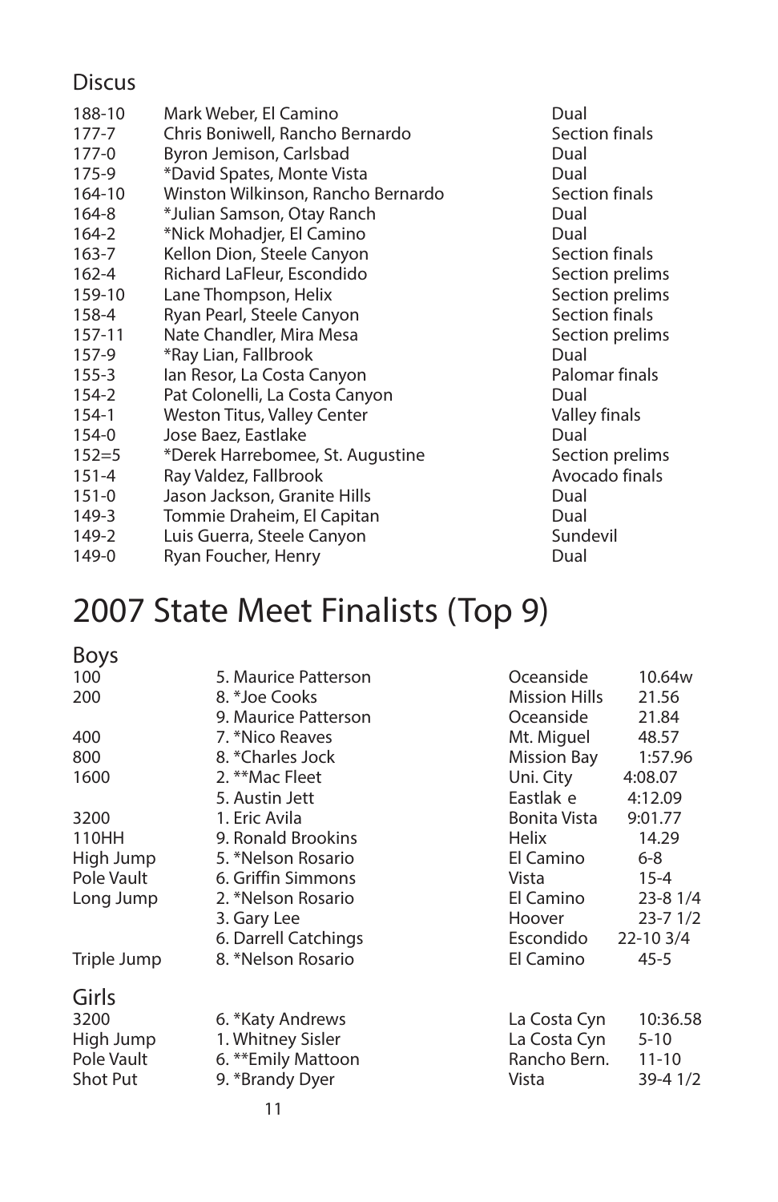## Discus

| | | |
|---|---|---|
| 188-10 | Mark Weber, El Camino | Dual |
| 177-7 | Chris Boniwell, Rancho Bernardo | Section finals |
| 177-0 | Byron Jemison, Carlsbad | Dual |
| 175-9 | *David Spates, Monte Vista | Dual |
| 164-10 | Winston Wilkinson, Rancho Bernardo | Section finals |
| 164-8 | *Julian Samson, Otay Ranch | Dual |
| 164-2 | *Nick Mohadjer, El Camino | Dual |
| 163-7 | Kellon Dion, Steele Canyon | Section finals |
| 162-4 | Richard LaFleur, Escondido | Section prelims |
| 159-10 | Lane Thompson, Helix | Section prelims |
| 158-4 | Ryan Pearl, Steele Canyon | Section finals |
| 157-11 | Nate Chandler, Mira Mesa | Section prelims |
| 157-9 | *Ray Lian, Fallbrook | Dual |
| 155-3 | Ian Resor, La Costa Canyon | Palomar finals |
| 154-2 | Pat Colonelli, La Costa Canyon | Dual |
| 154-1 | Weston Titus, Valley Center | Valley finals |
| 154-0 | Jose Baez, Eastlake | Dual |
| 152=5 | *Derek Harrebomee, St. Augustine | Section prelims |
| 151-4 | Ray Valdez, Fallbrook | Avocado finals |
| 151-0 | Jason Jackson, Granite Hills | Dual |
| 149-3 | Tommie Draheim, El Capitan | Dual |
| 149-2 | Luis Guerra, Steele Canyon | Sundevil |
| 149-0 | Ryan Foucher, Henry | Dual |

# 2007 State Meet Finalists (Top 9)

## Boys

| | | | |
|---|---|---|---|
| 100 | 5. Maurice Patterson | Oceanside | 10.64w |
| 200 | 8. *Joe Cooks | Mission Hills | 21.56 |
| | 9. Maurice Patterson | Oceanside | 21.84 |
| 400 | 7. *Nico Reaves | Mt. Miguel | 48.57 |
| 800 | 8. *Charles Jock | Mission Bay | 1:57.96 |
| 1600 | 2. **Mac Fleet | Uni. City | 4:08.07 |
| | 5. Austin Jett | Eastlak e | 4:12.09 |
| 3200 | 1. Eric Avila | Bonita Vista | 9:01.77 |
| 110HH | 9. Ronald Brookins | Helix | 14.29 |
| High Jump | 5. *Nelson Rosario | El Camino | 6-8 |
| Pole Vault | 6. Griffin Simmons | Vista | 15-4 |
| Long Jump | 2. *Nelson Rosario | El Camino | 23-8 1/4 |
| | 3. Gary Lee | Hoover | 23-7 1/2 |
| | 6. Darrell Catchings | Escondido | 22-10 3/4 |
| Triple Jump | 8. *Nelson Rosario | El Camino | 45-5 |

## Girls

| | | | |
|---|---|---|---|
| 3200 | 6. *Katy Andrews | La Costa Cyn | 10:36.58 |
| High Jump | 1. Whitney Sisler | La Costa Cyn | 5-10 |
| Pole Vault | 6. **Emily Mattoon | Rancho Bern. | 11-10 |
| Shot Put | 9. *Brandy Dyer | Vista | 39-4 1/2 |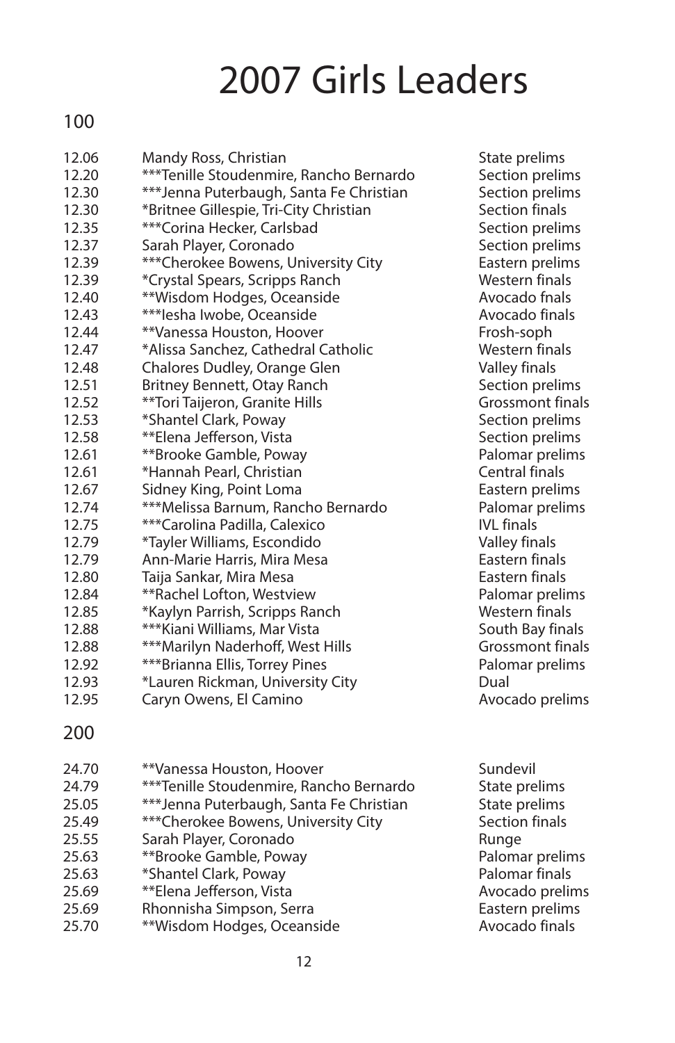# 2007 Girls Leaders

## 100

| | | |
|---|---|---|
| 12.06 | Mandy Ross, Christian | State prelims |
| 12.20 | ***Tenille Stoudenmire, Rancho Bernardo | Section prelims |
| 12.30 | ***Jenna Puterbaugh, Santa Fe Christian | Section prelims |
| 12.30 | *Britnee Gillespie, Tri-City Christian | Section finals |
| 12.35 | ***Corina Hecker, Carlsbad | Section prelims |
| 12.37 | Sarah Player, Coronado | Section prelims |
| 12.39 | ***Cherokee Bowens, University City | Eastern prelims |
| 12.39 | *Crystal Spears, Scripps Ranch | Western finals |
| 12.40 | **Wisdom Hodges, Oceanside | Avocado fnals |
| 12.43 | ***Iesha Iwobe, Oceanside | Avocado finals |
| 12.44 | **Vanessa Houston, Hoover | Frosh-soph |
| 12.47 | *Alissa Sanchez, Cathedral Catholic | Western finals |
| 12.48 | Chalores Dudley, Orange Glen | Valley finals |
| 12.51 | Britney Bennett, Otay Ranch | Section prelims |
| 12.52 | **Tori Taijeron, Granite Hills | Grossmont finals |
| 12.53 | *Shantel Clark, Poway | Section prelims |
| 12.58 | **Elena Jefferson, Vista | Section prelims |
| 12.61 | **Brooke Gamble, Poway | Palomar prelims |
| 12.61 | *Hannah Pearl, Christian | Central finals |
| 12.67 | Sidney King, Point Loma | Eastern prelims |
| 12.74 | ***Melissa Barnum, Rancho Bernardo | Palomar prelims |
| 12.75 | ***Carolina Padilla, Calexico | IVL finals |
| 12.79 | *Tayler Williams, Escondido | Valley finals |
| 12.79 | Ann-Marie Harris, Mira Mesa | Eastern finals |
| 12.80 | Taija Sankar, Mira Mesa | Eastern finals |
| 12.84 | **Rachel Lofton, Westview | Palomar prelims |
| 12.85 | *Kaylyn Parrish, Scripps Ranch | Western finals |
| 12.88 | ***Kiani Williams, Mar Vista | South Bay finals |
| 12.88 | ***Marilyn Naderhoff, West Hills | Grossmont finals |
| 12.92 | ***Brianna Ellis, Torrey Pines | Palomar prelims |
| 12.93 | *Lauren Rickman, University City | Dual |
| 12.95 | Caryn Owens, El Camino | Avocado prelims |

## 200

| | | |
|---|---|---|
| 24.70 | **Vanessa Houston, Hoover | Sundevil |
| 24.79 | ***Tenille Stoudenmire, Rancho Bernardo | State prelims |
| 25.05 | ***Jenna Puterbaugh, Santa Fe Christian | State prelims |
| 25.49 | ***Cherokee Bowens, University City | Section finals |
| 25.55 | Sarah Player, Coronado | Runge |
| 25.63 | **Brooke Gamble, Poway | Palomar prelims |
| 25.63 | *Shantel Clark, Poway | Palomar finals |
| 25.69 | **Elena Jefferson, Vista | Avocado prelims |
| 25.69 | Rhonnisha Simpson, Serra | Eastern prelims |
| 25.70 | **Wisdom Hodges, Oceanside | Avocado finals |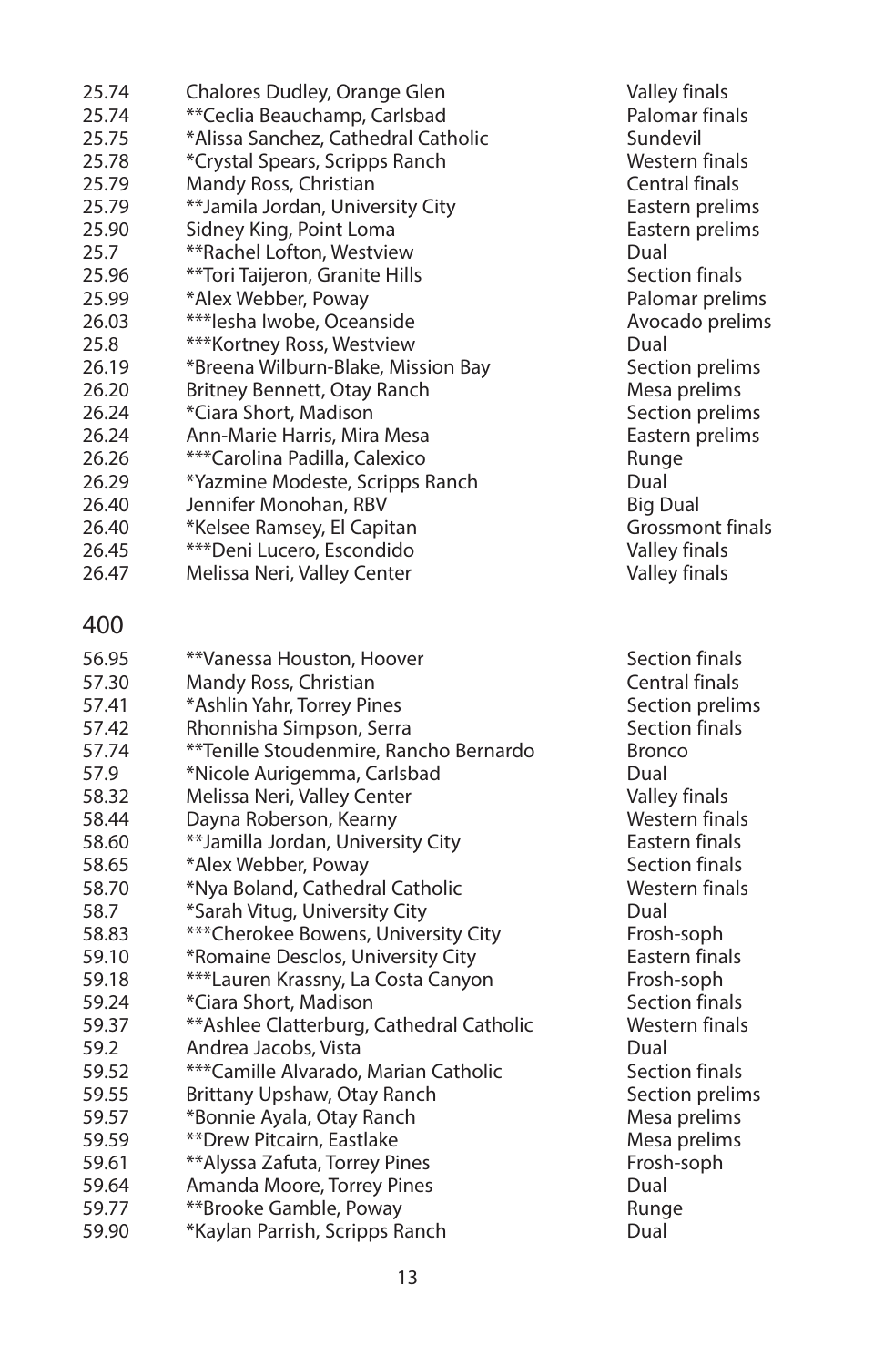| | | |
|---|---|---|
| 25.74 | Chalores Dudley, Orange Glen | Valley finals |
| 25.74 | **Ceclia Beauchamp, Carlsbad | Palomar finals |
| 25.75 | *Alissa Sanchez, Cathedral Catholic | Sundevil |
| 25.78 | *Crystal Spears, Scripps Ranch | Western finals |
| 25.79 | Mandy Ross, Christian | Central finals |
| 25.79 | **Jamila Jordan, University City | Eastern prelims |
| 25.90 | Sidney King, Point Loma | Eastern prelims |
| 25.7 | **Rachel Lofton, Westview | Dual |
| 25.96 | **Tori Taijeron, Granite Hills | Section finals |
| 25.99 | *Alex Webber, Poway | Palomar prelims |
| 26.03 | ***Iesha Iwobe, Oceanside | Avocado prelims |
| 25.8 | ***Kortney Ross, Westview | Dual |
| 26.19 | *Breena Wilburn-Blake, Mission Bay | Section prelims |
| 26.20 | Britney Bennett, Otay Ranch | Mesa prelims |
| 26.24 | *Ciara Short, Madison | Section prelims |
| 26.24 | Ann-Marie Harris, Mira Mesa | Eastern prelims |
| 26.26 | ***Carolina Padilla, Calexico | Runge |
| 26.29 | *Yazmine Modeste, Scripps Ranch | Dual |
| 26.40 | Jennifer Monohan, RBV | Big Dual |
| 26.40 | *Kelsee Ramsey, El Capitan | Grossmont finals |
| 26.45 | ***Deni Lucero, Escondido | Valley finals |
| 26.47 | Melissa Neri, Valley Center | Valley finals |

## 400

| | | |
|---|---|---|
| 56.95 | **Vanessa Houston, Hoover | Section finals |
| 57.30 | Mandy Ross, Christian | Central finals |
| 57.41 | *Ashlin Yahr, Torrey Pines | Section prelims |
| 57.42 | Rhonnisha Simpson, Serra | Section finals |
| 57.74 | **Tenille Stoudenmire, Rancho Bernardo | Bronco |
| 57.9 | *Nicole Aurigemma, Carlsbad | Dual |
| 58.32 | Melissa Neri, Valley Center | Valley finals |
| 58.44 | Dayna Roberson, Kearny | Western finals |
| 58.60 | **Jamilla Jordan, University City | Eastern finals |
| 58.65 | *Alex Webber, Poway | Section finals |
| 58.70 | *Nya Boland, Cathedral Catholic | Western finals |
| 58.7 | *Sarah Vitug, University City | Dual |
| 58.83 | ***Cherokee Bowens, University City | Frosh-soph |
| 59.10 | *Romaine Desclos, University City | Eastern finals |
| 59.18 | ***Lauren Krassny, La Costa Canyon | Frosh-soph |
| 59.24 | *Ciara Short, Madison | Section finals |
| 59.37 | **Ashlee Clatterburg, Cathedral Catholic | Western finals |
| 59.2 | Andrea Jacobs, Vista | Dual |
| 59.52 | ***Camille Alvarado, Marian Catholic | Section finals |
| 59.55 | Brittany Upshaw, Otay Ranch | Section prelims |
| 59.57 | *Bonnie Ayala, Otay Ranch | Mesa prelims |
| 59.59 | **Drew Pitcairn, Eastlake | Mesa prelims |
| 59.61 | **Alyssa Zafuta, Torrey Pines | Frosh-soph |
| 59.64 | Amanda Moore, Torrey Pines | Dual |
| 59.77 | **Brooke Gamble, Poway | Runge |
| 59.90 | *Kaylan Parrish, Scripps Ranch | Dual |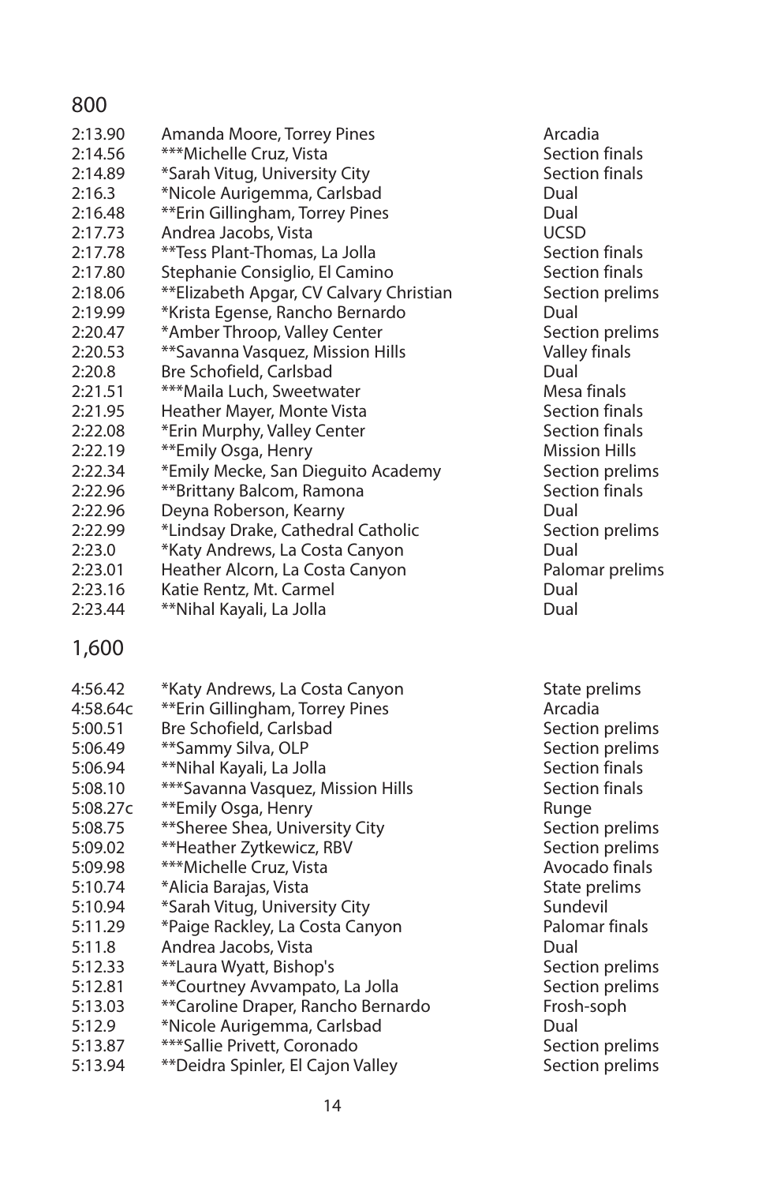## 800

| | | |
|---|---|---|
| 2:13.90 | Amanda Moore, Torrey Pines | Arcadia |
| 2:14.56 | ***Michelle Cruz, Vista | Section finals |
| 2:14.89 | *Sarah Vitug, University City | Section finals |
| 2:16.3 | *Nicole Aurigemma, Carlsbad | Dual |
| 2:16.48 | **Erin Gillingham, Torrey Pines | Dual |
| 2:17.73 | Andrea Jacobs, Vista | UCSD |
| 2:17.78 | **Tess Plant-Thomas, La Jolla | Section finals |
| 2:17.80 | Stephanie Consiglio, El Camino | Section finals |
| 2:18.06 | **Elizabeth Apgar, CV Calvary Christian | Section prelims |
| 2:19.99 | *Krista Egense, Rancho Bernardo | Dual |
| 2:20.47 | *Amber Throop, Valley Center | Section prelims |
| 2:20.53 | **Savanna Vasquez, Mission Hills | Valley finals |
| 2:20.8 | Bre Schofield, Carlsbad | Dual |
| 2:21.51 | ***Maila Luch, Sweetwater | Mesa finals |
| 2:21.95 | Heather Mayer, Monte Vista | Section finals |
| 2:22.08 | *Erin Murphy, Valley Center | Section finals |
| 2:22.19 | **Emily Osga, Henry | Mission Hills |
| 2:22.34 | *Emily Mecke, San Dieguito Academy | Section prelims |
| 2:22.96 | **Brittany Balcom, Ramona | Section finals |
| 2:22.96 | Deyna Roberson, Kearny | Dual |
| 2:22.99 | *Lindsay Drake, Cathedral Catholic | Section prelims |
| 2:23.0 | *Katy Andrews, La Costa Canyon | Dual |
| 2:23.01 | Heather Alcorn, La Costa Canyon | Palomar prelims |
| 2:23.16 | Katie Rentz, Mt. Carmel | Dual |
| 2:23.44 | **Nihal Kayali, La Jolla | Dual |

## 1,600

| | | |
|---|---|---|
| 4:56.42 | *Katy Andrews, La Costa Canyon | State prelims |
| 4:58.64c | **Erin Gillingham, Torrey Pines | Arcadia |
| 5:00.51 | Bre Schofield, Carlsbad | Section prelims |
| 5:06.49 | **Sammy Silva, OLP | Section prelims |
| 5:06.94 | **Nihal Kayali, La Jolla | Section finals |
| 5:08.10 | ***Savanna Vasquez, Mission Hills | Section finals |
| 5:08.27c | **Emily Osga, Henry | Runge |
| 5:08.75 | **Sheree Shea, University City | Section prelims |
| 5:09.02 | **Heather Zytkewicz, RBV | Section prelims |
| 5:09.98 | ***Michelle Cruz, Vista | Avocado finals |
| 5:10.74 | *Alicia Barajas, Vista | State prelims |
| 5:10.94 | *Sarah Vitug, University City | Sundevil |
| 5:11.29 | *Paige Rackley, La Costa Canyon | Palomar finals |
| 5:11.8 | Andrea Jacobs, Vista | Dual |
| 5:12.33 | **Laura Wyatt, Bishop's | Section prelims |
| 5:12.81 | **Courtney Avvampato, La Jolla | Section prelims |
| 5:13.03 | **Caroline Draper, Rancho Bernardo | Frosh-soph |
| 5:12.9 | *Nicole Aurigemma, Carlsbad | Dual |
| 5:13.87 | ***Sallie Privett, Coronado | Section prelims |
| 5:13.94 | **Deidra Spinler, El Cajon Valley | Section prelims |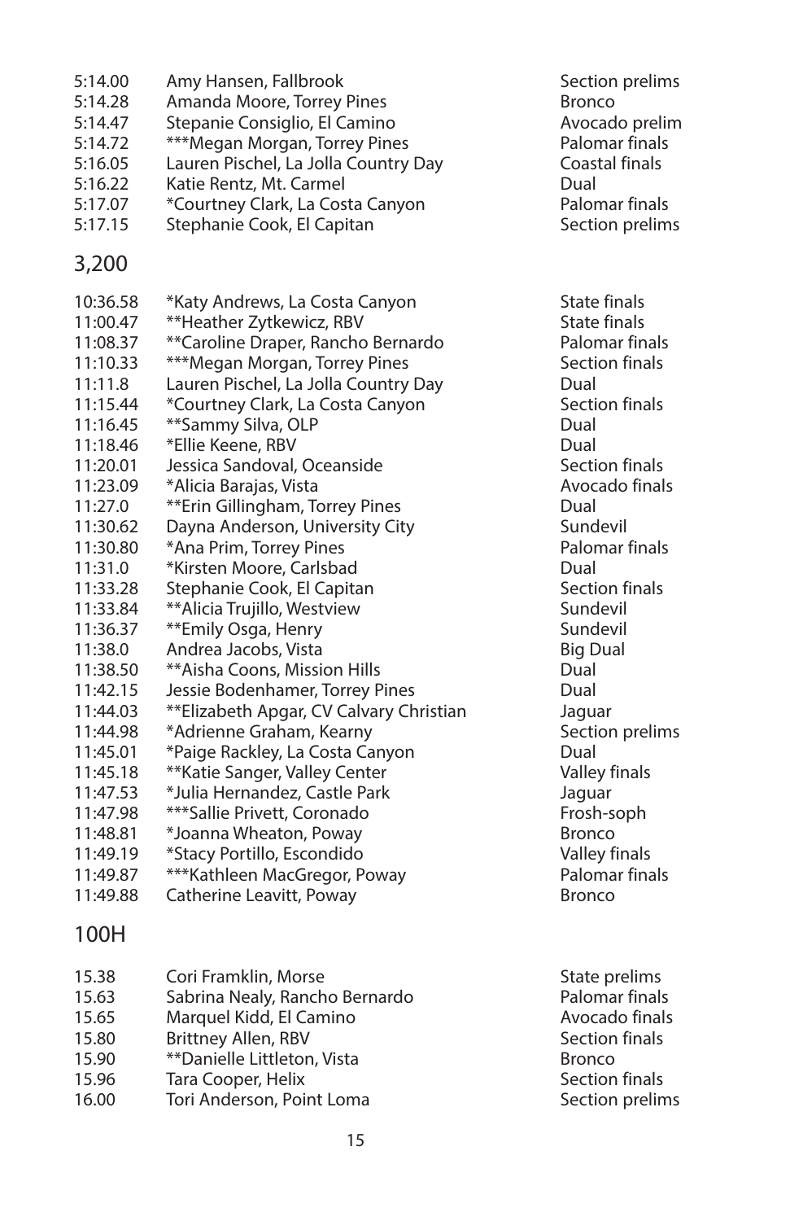| | | |
|---|---|---|
| 5:14.00 | Amy Hansen, Fallbrook | Section prelims |
| 5:14.28 | Amanda Moore, Torrey Pines | Bronco |
| 5:14.47 | Stepanie Consiglio, El Camino | Avocado prelim |
| 5:14.72 | ***Megan Morgan, Torrey Pines | Palomar finals |
| 5:16.05 | Lauren Pischel, La Jolla Country Day | Coastal finals |
| 5:16.22 | Katie Rentz, Mt. Carmel | Dual |
| 5:17.07 | *Courtney Clark, La Costa Canyon | Palomar finals |
| 5:17.15 | Stephanie Cook, El Capitan | Section prelims |

## 3,200

| | | |
|---|---|---|
| 10:36.58 | *Katy Andrews, La Costa Canyon | State finals |
| 11:00.47 | **Heather Zytkewicz, RBV | State finals |
| 11:08.37 | **Caroline Draper, Rancho Bernardo | Palomar finals |
| 11:10.33 | ***Megan Morgan, Torrey Pines | Section finals |
| 11:11.8 | Lauren Pischel, La Jolla Country Day | Dual |
| 11:15.44 | *Courtney Clark, La Costa Canyon | Section finals |
| 11:16.45 | **Sammy Silva, OLP | Dual |
| 11:18.46 | *Ellie Keene, RBV | Dual |
| 11:20.01 | Jessica Sandoval, Oceanside | Section finals |
| 11:23.09 | *Alicia Barajas, Vista | Avocado finals |
| 11:27.0 | **Erin Gillingham, Torrey Pines | Dual |
| 11:30.62 | Dayna Anderson, University City | Sundevil |
| 11:30.80 | *Ana Prim, Torrey Pines | Palomar finals |
| 11:31.0 | *Kirsten Moore, Carlsbad | Dual |
| 11:33.28 | Stephanie Cook, El Capitan | Section finals |
| 11:33.84 | **Alicia Trujillo, Westview | Sundevil |
| 11:36.37 | **Emily Osga, Henry | Sundevil |
| 11:38.0 | Andrea Jacobs, Vista | Big Dual |
| 11:38.50 | **Aisha Coons, Mission Hills | Dual |
| 11:42.15 | Jessie Bodenhamer, Torrey Pines | Dual |
| 11:44.03 | **Elizabeth Apgar, CV Calvary Christian | Jaguar |
| 11:44.98 | *Adrienne Graham, Kearny | Section prelims |
| 11:45.01 | *Paige Rackley, La Costa Canyon | Dual |
| 11:45.18 | **Katie Sanger, Valley Center | Valley finals |
| 11:47.53 | *Julia Hernandez, Castle Park | Jaguar |
| 11:47.98 | ***Sallie Privett, Coronado | Frosh-soph |
| 11:48.81 | *Joanna Wheaton, Poway | Bronco |
| 11:49.19 | *Stacy Portillo, Escondido | Valley finals |
| 11:49.87 | ***Kathleen MacGregor, Poway | Palomar finals |
| 11:49.88 | Catherine Leavitt, Poway | Bronco |

## 100H

| | | |
|---|---|---|
| 15.38 | Cori Framklin, Morse | State prelims |
| 15.63 | Sabrina Nealy, Rancho Bernardo | Palomar finals |
| 15.65 | Marquel Kidd, El Camino | Avocado finals |
| 15.80 | Brittney Allen, RBV | Section finals |
| 15.90 | **Danielle Littleton, Vista | Bronco |
| 15.96 | Tara Cooper, Helix | Section finals |
| 16.00 | Tori Anderson, Point Loma | Section prelims |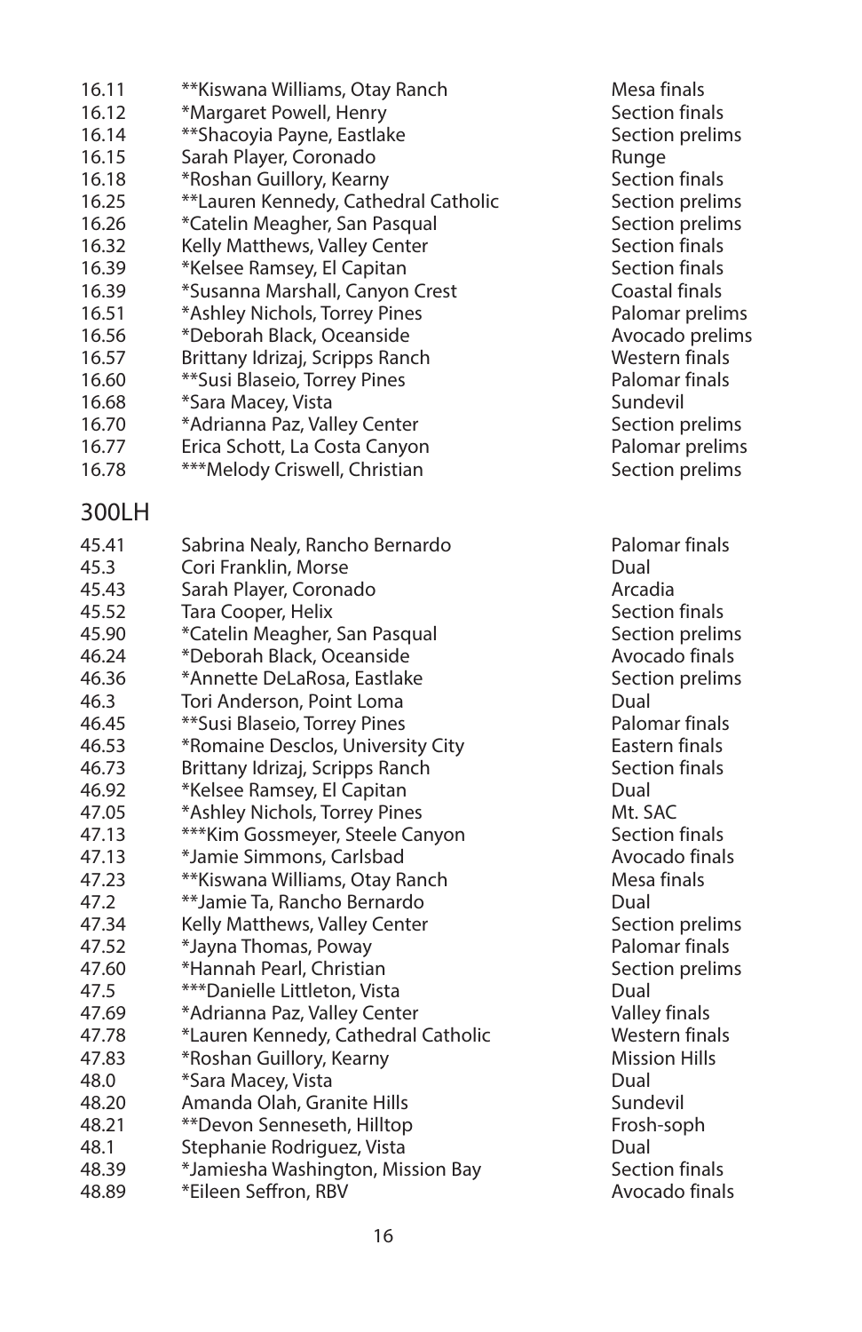| | | |
|---|---|---|
| 16.11 | **Kiswana Williams, Otay Ranch | Mesa finals |
| 16.12 | *Margaret Powell, Henry | Section finals |
| 16.14 | **Shacoyia Payne, Eastlake | Section prelims |
| 16.15 | Sarah Player, Coronado | Runge |
| 16.18 | *Roshan Guillory, Kearny | Section finals |
| 16.25 | **Lauren Kennedy, Cathedral Catholic | Section prelims |
| 16.26 | *Catelin Meagher, San Pasqual | Section prelims |
| 16.32 | Kelly Matthews, Valley Center | Section finals |
| 16.39 | *Kelsee Ramsey, El Capitan | Section finals |
| 16.39 | *Susanna Marshall, Canyon Crest | Coastal finals |
| 16.51 | *Ashley Nichols, Torrey Pines | Palomar prelims |
| 16.56 | *Deborah Black, Oceanside | Avocado prelims |
| 16.57 | Brittany Idrizaj, Scripps Ranch | Western finals |
| 16.60 | **Susi Blaseio, Torrey Pines | Palomar finals |
| 16.68 | *Sara Macey, Vista | Sundevil |
| 16.70 | *Adrianna Paz, Valley Center | Section prelims |
| 16.77 | Erica Schott, La Costa Canyon | Palomar prelims |
| 16.78 | ***Melody Criswell, Christian | Section prelims |

## 300LH

| | | |
|---|---|---|
| 45.41 | Sabrina Nealy, Rancho Bernardo | Palomar finals |
| 45.3 | Cori Franklin, Morse | Dual |
| 45.43 | Sarah Player, Coronado | Arcadia |
| 45.52 | Tara Cooper, Helix | Section finals |
| 45.90 | *Catelin Meagher, San Pasqual | Section prelims |
| 46.24 | *Deborah Black, Oceanside | Avocado finals |
| 46.36 | *Annette DeLaRosa, Eastlake | Section prelims |
| 46.3 | Tori Anderson, Point Loma | Dual |
| 46.45 | **Susi Blaseio, Torrey Pines | Palomar finals |
| 46.53 | *Romaine Desclos, University City | Eastern finals |
| 46.73 | Brittany Idrizaj, Scripps Ranch | Section finals |
| 46.92 | *Kelsee Ramsey, El Capitan | Dual |
| 47.05 | *Ashley Nichols, Torrey Pines | Mt. SAC |
| 47.13 | ***Kim Gossmeyer, Steele Canyon | Section finals |
| 47.13 | *Jamie Simmons, Carlsbad | Avocado finals |
| 47.23 | **Kiswana Williams, Otay Ranch | Mesa finals |
| 47.2 | **Jamie Ta, Rancho Bernardo | Dual |
| 47.34 | Kelly Matthews, Valley Center | Section prelims |
| 47.52 | *Jayna Thomas, Poway | Palomar finals |
| 47.60 | *Hannah Pearl, Christian | Section prelims |
| 47.5 | ***Danielle Littleton, Vista | Dual |
| 47.69 | *Adrianna Paz, Valley Center | Valley finals |
| 47.78 | *Lauren Kennedy, Cathedral Catholic | Western finals |
| 47.83 | *Roshan Guillory, Kearny | Mission Hills |
| 48.0 | *Sara Macey, Vista | Dual |
| 48.20 | Amanda Olah, Granite Hills | Sundevil |
| 48.21 | **Devon Senneseth, Hilltop | Frosh-soph |
| 48.1 | Stephanie Rodriguez, Vista | Dual |
| 48.39 | *Jamiesha Washington, Mission Bay | Section finals |
| 48.89 | *Eileen Seffron, RBV | Avocado finals |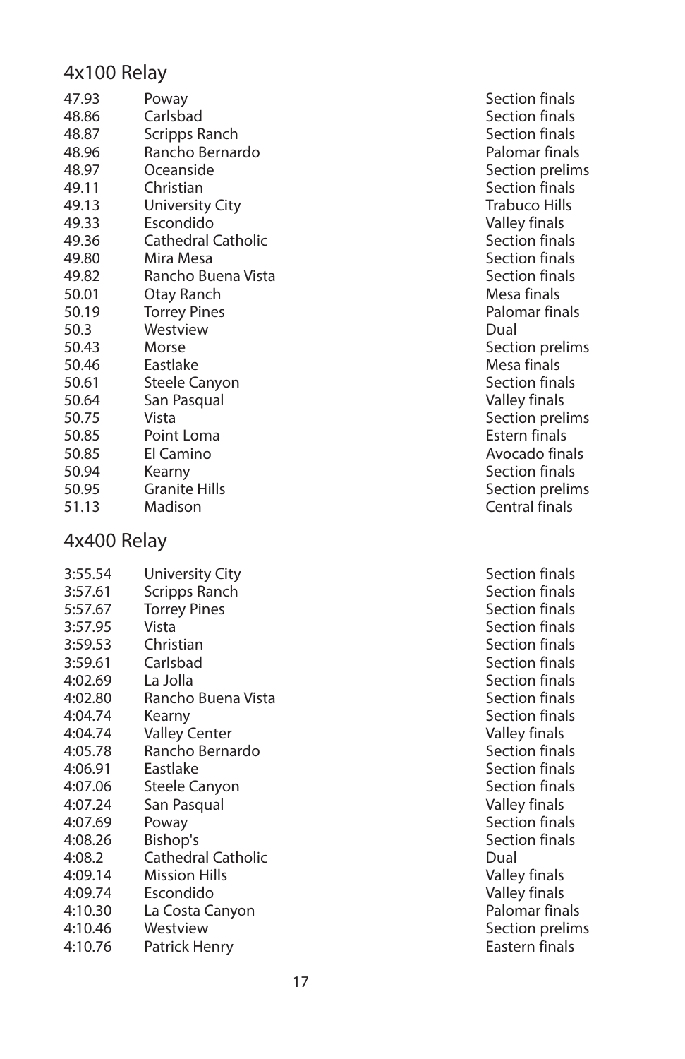## 4x100 Relay

| | | |
|---|---|---|
| 47.93 | Poway | Section finals |
| 48.86 | Carlsbad | Section finals |
| 48.87 | Scripps Ranch | Section finals |
| 48.96 | Rancho Bernardo | Palomar finals |
| 48.97 | Oceanside | Section prelims |
| 49.11 | Christian | Section finals |
| 49.13 | University City | Trabuco Hills |
| 49.33 | Escondido | Valley finals |
| 49.36 | Cathedral Catholic | Section finals |
| 49.80 | Mira Mesa | Section finals |
| 49.82 | Rancho Buena Vista | Section finals |
| 50.01 | Otay Ranch | Mesa finals |
| 50.19 | Torrey Pines | Palomar finals |
| 50.3 | Westview | Dual |
| 50.43 | Morse | Section prelims |
| 50.46 | Eastlake | Mesa finals |
| 50.61 | Steele Canyon | Section finals |
| 50.64 | San Pasqual | Valley finals |
| 50.75 | Vista | Section prelims |
| 50.85 | Point Loma | Estern finals |
| 50.85 | El Camino | Avocado finals |
| 50.94 | Kearny | Section finals |
| 50.95 | Granite Hills | Section prelims |
| 51.13 | Madison | Central finals |

## 4x400 Relay

| | | |
|---|---|---|
| 3:55.54 | University City | Section finals |
| 3:57.61 | Scripps Ranch | Section finals |
| 5:57.67 | Torrey Pines | Section finals |
| 3:57.95 | Vista | Section finals |
| 3:59.53 | Christian | Section finals |
| 3:59.61 | Carlsbad | Section finals |
| 4:02.69 | La Jolla | Section finals |
| 4:02.80 | Rancho Buena Vista | Section finals |
| 4:04.74 | Kearny | Section finals |
| 4:04.74 | Valley Center | Valley finals |
| 4:05.78 | Rancho Bernardo | Section finals |
| 4:06.91 | Eastlake | Section finals |
| 4:07.06 | Steele Canyon | Section finals |
| 4:07.24 | San Pasqual | Valley finals |
| 4:07.69 | Poway | Section finals |
| 4:08.26 | Bishop's | Section finals |
| 4:08.2 | Cathedral Catholic | Dual |
| 4:09.14 | Mission Hills | Valley finals |
| 4:09.74 | Escondido | Valley finals |
| 4:10.30 | La Costa Canyon | Palomar finals |
| 4:10.46 | Westview | Section prelims |
| 4:10.76 | Patrick Henry | Eastern finals |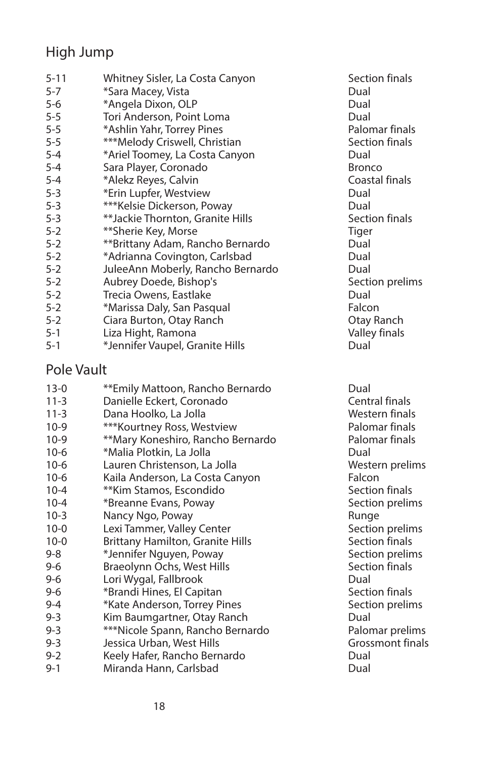## High Jump

| | | |
|---|---|---|
| 5-11 | Whitney Sisler, La Costa Canyon | Section finals |
| 5-7 | *Sara Macey, Vista | Dual |
| 5-6 | *Angela Dixon, OLP | Dual |
| 5-5 | Tori Anderson, Point Loma | Dual |
| 5-5 | *Ashlin Yahr, Torrey Pines | Palomar finals |
| 5-5 | ***Melody Criswell, Christian | Section finals |
| 5-4 | *Ariel Toomey, La Costa Canyon | Dual |
| 5-4 | Sara Player, Coronado | Bronco |
| 5-4 | *Alekz Reyes, Calvin | Coastal finals |
| 5-3 | *Erin Lupfer, Westview | Dual |
| 5-3 | ***Kelsie Dickerson, Poway | Dual |
| 5-3 | **Jackie Thornton, Granite Hills | Section finals |
| 5-2 | **Sherie Key, Morse | Tiger |
| 5-2 | **Brittany Adam, Rancho Bernardo | Dual |
| 5-2 | *Adrianna Covington, Carlsbad | Dual |
| 5-2 | JuleeAnn Moberly, Rancho Bernardo | Dual |
| 5-2 | Aubrey Doede, Bishop's | Section prelims |
| 5-2 | Trecia Owens, Eastlake | Dual |
| 5-2 | *Marissa Daly, San Pasqual | Falcon |
| 5-2 | Ciara Burton, Otay Ranch | Otay Ranch |
| 5-1 | Liza Hight, Ramona | Valley finals |
| 5-1 | *Jennifer Vaupel, Granite Hills | Dual |

## Pole Vault

| | | |
|---|---|---|
| 13-0 | **Emily Mattoon, Rancho Bernardo | Dual |
| 11-3 | Danielle Eckert, Coronado | Central finals |
| 11-3 | Dana Hoolko, La Jolla | Western finals |
| 10-9 | ***Kourtney Ross, Westview | Palomar finals |
| 10-9 | **Mary Koneshiro, Rancho Bernardo | Palomar finals |
| 10-6 | *Malia Plotkin, La Jolla | Dual |
| 10-6 | Lauren Christenson, La Jolla | Western prelims |
| 10-6 | Kaila Anderson, La Costa Canyon | Falcon |
| 10-4 | **Kim Stamos, Escondido | Section finals |
| 10-4 | *Breanne Evans, Poway | Section prelims |
| 10-3 | Nancy Ngo, Poway | Runge |
| 10-0 | Lexi Tammer, Valley Center | Section prelims |
| 10-0 | Brittany Hamilton, Granite Hills | Section finals |
| 9-8 | *Jennifer Nguyen, Poway | Section prelims |
| 9-6 | Braeolynn Ochs, West Hills | Section finals |
| 9-6 | Lori Wygal, Fallbrook | Dual |
| 9-6 | *Brandi Hines, El Capitan | Section finals |
| 9-4 | *Kate Anderson, Torrey Pines | Section prelims |
| 9-3 | Kim Baumgartner, Otay Ranch | Dual |
| 9-3 | ***Nicole Spann, Rancho Bernardo | Palomar prelims |
| 9-3 | Jessica Urban, West Hills | Grossmont finals |
| 9-2 | Keely Hafer, Rancho Bernardo | Dual |
| 9-1 | Miranda Hann, Carlsbad | Dual |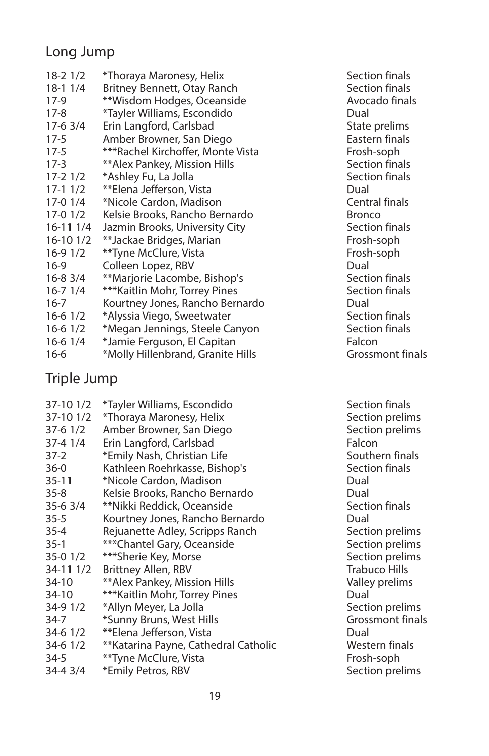## Long Jump

| | | |
|---|---|---|
| 18-2 1/2 | *Thoraya Maronesy, Helix | Section finals |
| 18-1 1/4 | Britney Bennett, Otay Ranch | Section finals |
| 17-9 | **Wisdom Hodges, Oceanside | Avocado finals |
| 17-8 | *Tayler Williams, Escondido | Dual |
| 17-6 3/4 | Erin Langford, Carlsbad | State prelims |
| 17-5 | Amber Browner, San Diego | Eastern finals |
| 17-5 | ***Rachel Kirchoffer, Monte Vista | Frosh-soph |
| 17-3 | **Alex Pankey, Mission Hills | Section finals |
| 17-2 1/2 | *Ashley Fu, La Jolla | Section finals |
| 17-1 1/2 | **Elena Jefferson, Vista | Dual |
| 17-0 1/4 | *Nicole Cardon, Madison | Central finals |
| 17-0 1/2 | Kelsie Brooks, Rancho Bernardo | Bronco |
| 16-11 1/4 | Jazmin Brooks, University City | Section finals |
| 16-10 1/2 | **Jackae Bridges, Marian | Frosh-soph |
| 16-9 1/2 | **Tyne McClure, Vista | Frosh-soph |
| 16-9 | Colleen Lopez, RBV | Dual |
| 16-8 3/4 | **Marjorie Lacombe, Bishop's | Section finals |
| 16-7 1/4 | ***Kaitlin Mohr, Torrey Pines | Section finals |
| 16-7 | Kourtney Jones, Rancho Bernardo | Dual |
| 16-6 1/2 | *Alyssia Viego, Sweetwater | Section finals |
| 16-6 1/2 | *Megan Jennings, Steele Canyon | Section finals |
| 16-6 1/4 | *Jamie Ferguson, El Capitan | Falcon |
| 16-6 | *Molly Hillenbrand, Granite Hills | Grossmont finals |

## Triple Jump

| | | |
|---|---|---|
| 37-10 1/2 | *Tayler Williams, Escondido | Section finals |
| 37-10 1/2 | *Thoraya Maronesy, Helix | Section prelims |
| 37-6 1/2 | Amber Browner, San Diego | Section prelims |
| 37-4 1/4 | Erin Langford, Carlsbad | Falcon |
| 37-2 | *Emily Nash, Christian Life | Southern finals |
| 36-0 | Kathleen Roehrkasse, Bishop's | Section finals |
| 35-11 | *Nicole Cardon, Madison | Dual |
| 35-8 | Kelsie Brooks, Rancho Bernardo | Dual |
| 35-6 3/4 | **Nikki Reddick, Oceanside | Section finals |
| 35-5 | Kourtney Jones, Rancho Bernardo | Dual |
| 35-4 | Rejuanette Adley, Scripps Ranch | Section prelims |
| 35-1 | ***Chantel Gary, Oceanside | Section prelims |
| 35-0 1/2 | ***Sherie Key, Morse | Section prelims |
| 34-11 1/2 | Brittney Allen, RBV | Trabuco Hills |
| 34-10 | **Alex Pankey, Mission Hills | Valley prelims |
| 34-10 | ***Kaitlin Mohr, Torrey Pines | Dual |
| 34-9 1/2 | *Allyn Meyer, La Jolla | Section prelims |
| 34-7 | *Sunny Bruns, West Hills | Grossmont finals |
| 34-6 1/2 | **Elena Jefferson, Vista | Dual |
| 34-6 1/2 | **Katarina Payne, Cathedral Catholic | Western finals |
| 34-5 | **Tyne McClure, Vista | Frosh-soph |
| 34-4 3/4 | *Emily Petros, RBV | Section prelims |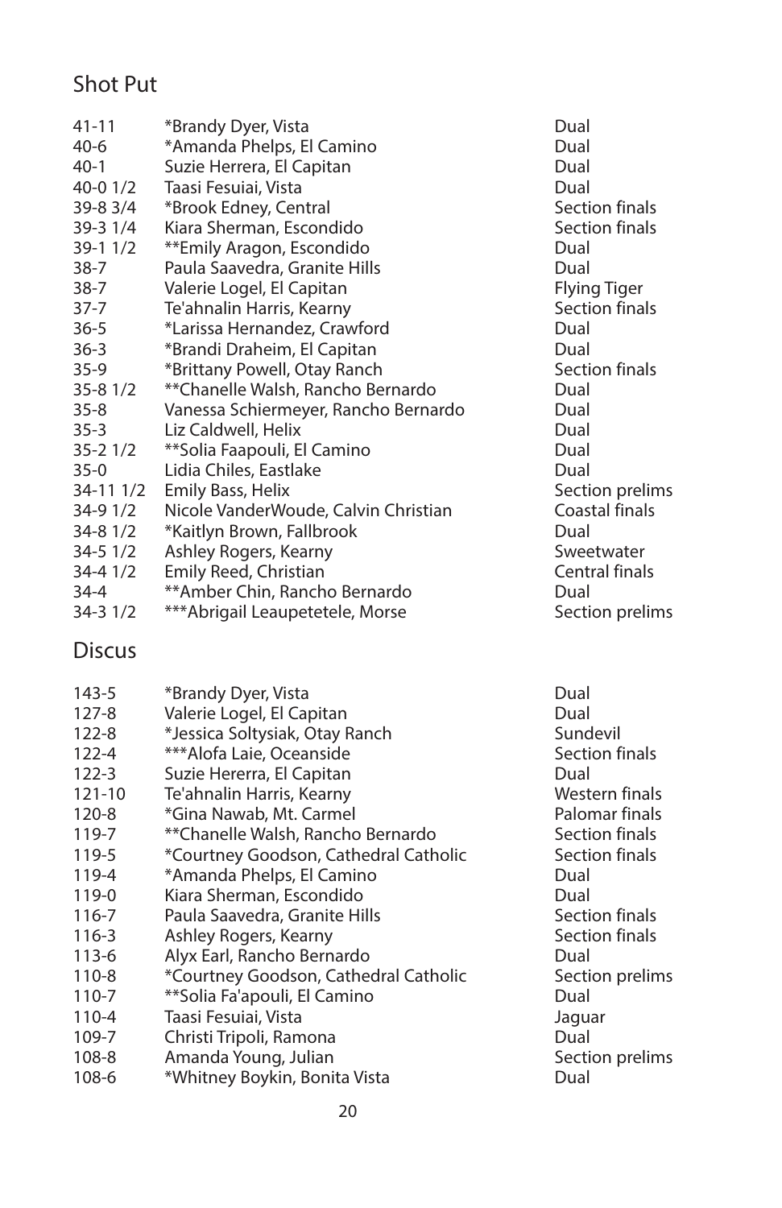## Shot Put

| | | |
|---|---|---|
| 41-11 | *Brandy Dyer, Vista | Dual |
| 40-6 | *Amanda Phelps, El Camino | Dual |
| 40-1 | Suzie Herrera, El Capitan | Dual |
| 40-0 1/2 | Taasi Fesuiai, Vista | Dual |
| 39-8 3/4 | *Brook Edney, Central | Section finals |
| 39-3 1/4 | Kiara Sherman, Escondido | Section finals |
| 39-1 1/2 | **Emily Aragon, Escondido | Dual |
| 38-7 | Paula Saavedra, Granite Hills | Dual |
| 38-7 | Valerie Logel, El Capitan | Flying Tiger |
| 37-7 | Te'ahnalin Harris, Kearny | Section finals |
| 36-5 | *Larissa Hernandez, Crawford | Dual |
| 36-3 | *Brandi Draheim, El Capitan | Dual |
| 35-9 | *Brittany Powell, Otay Ranch | Section finals |
| 35-8 1/2 | **Chanelle Walsh, Rancho Bernardo | Dual |
| 35-8 | Vanessa Schiermeyer, Rancho Bernardo | Dual |
| 35-3 | Liz Caldwell, Helix | Dual |
| 35-2 1/2 | **Solia Faapouli, El Camino | Dual |
| 35-0 | Lidia Chiles, Eastlake | Dual |
| 34-11 1/2 | Emily Bass, Helix | Section prelims |
| 34-9 1/2 | Nicole VanderWoude, Calvin Christian | Coastal finals |
| 34-8 1/2 | *Kaitlyn Brown, Fallbrook | Dual |
| 34-5 1/2 | Ashley Rogers, Kearny | Sweetwater |
| 34-4 1/2 | Emily Reed, Christian | Central finals |
| 34-4 | **Amber Chin, Rancho Bernardo | Dual |
| 34-3 1/2 | ***Abrigail Leaupetetele, Morse | Section prelims |

## Discus

| | | |
|---|---|---|
| 143-5 | *Brandy Dyer, Vista | Dual |
| 127-8 | Valerie Logel, El Capitan | Dual |
| 122-8 | *Jessica Soltysiak, Otay Ranch | Sundevil |
| 122-4 | ***Alofa Laie, Oceanside | Section finals |
| 122-3 | Suzie Hererra, El Capitan | Dual |
| 121-10 | Te'ahnalin Harris, Kearny | Western finals |
| 120-8 | *Gina Nawab, Mt. Carmel | Palomar finals |
| 119-7 | **Chanelle Walsh, Rancho Bernardo | Section finals |
| 119-5 | *Courtney Goodson, Cathedral Catholic | Section finals |
| 119-4 | *Amanda Phelps, El Camino | Dual |
| 119-0 | Kiara Sherman, Escondido | Dual |
| 116-7 | Paula Saavedra, Granite Hills | Section finals |
| 116-3 | Ashley Rogers, Kearny | Section finals |
| 113-6 | Alyx Earl, Rancho Bernardo | Dual |
| 110-8 | *Courtney Goodson, Cathedral Catholic | Section prelims |
| 110-7 | **Solia Fa'apouli, El Camino | Dual |
| 110-4 | Taasi Fesuiai, Vista | Jaguar |
| 109-7 | Christi Tripoli, Ramona | Dual |
| 108-8 | Amanda Young, Julian | Section prelims |
| 108-6 | *Whitney Boykin, Bonita Vista | Dual |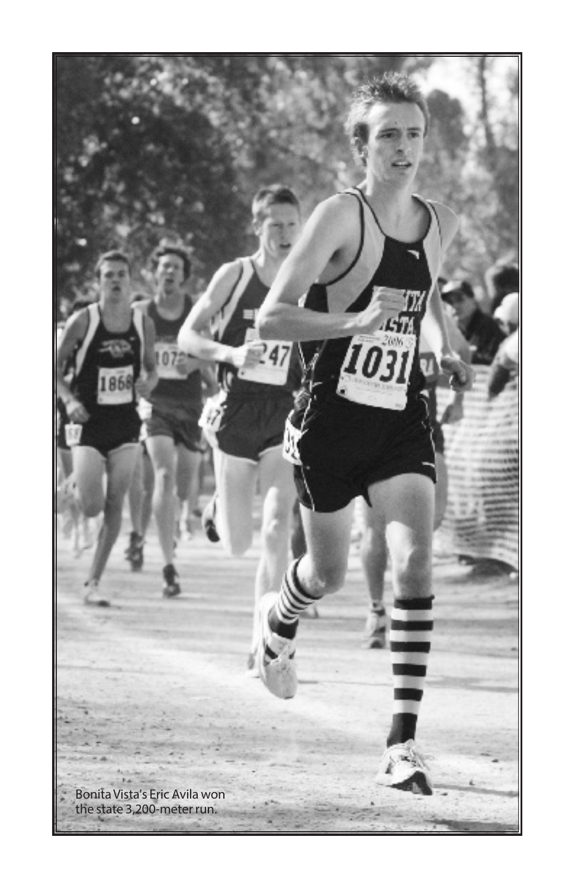Bonita Vista's Eric Avila won the state 3,200-meter run.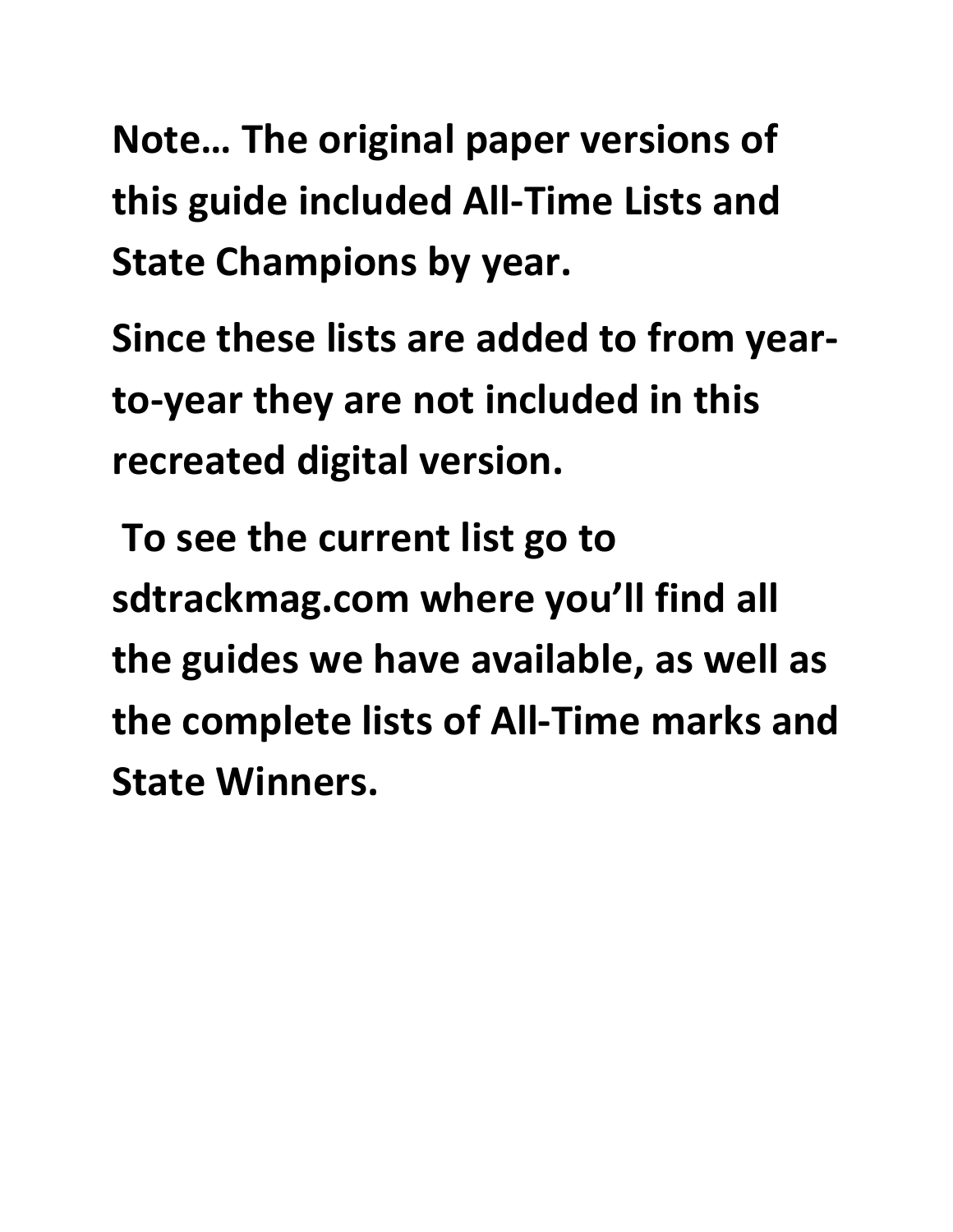**Note… The original paper versions of this guide included All-Time Lists and State Champions by year.**

**Since these lists are added to from year-to-year they are not included in this recreated digital version.**

**To see the current list go to sdtrackmag.com where you'll find all the guides we have available, as well as the complete lists of All-Time marks and State Winners.**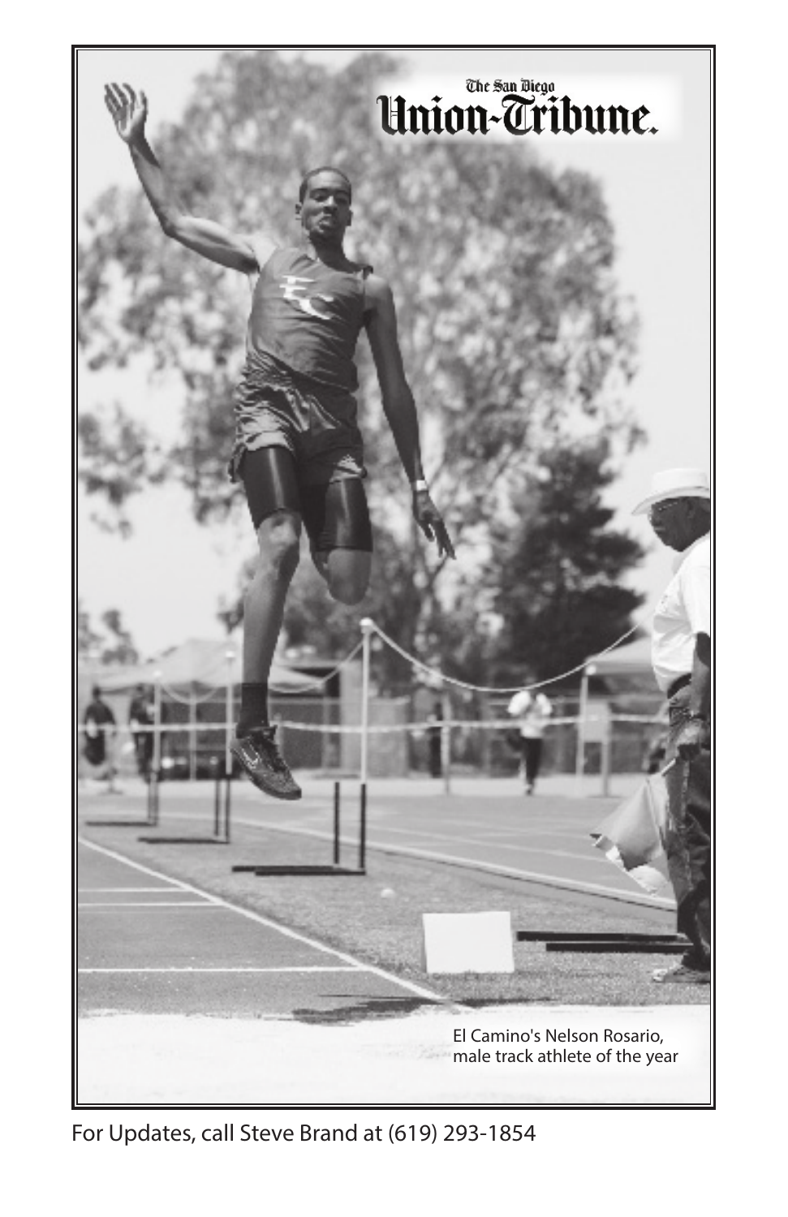The San Diego Union-Tribune.

El Camino's Nelson Rosario, male track athlete of the year

For Updates, call Steve Brand at (619) 293-1854